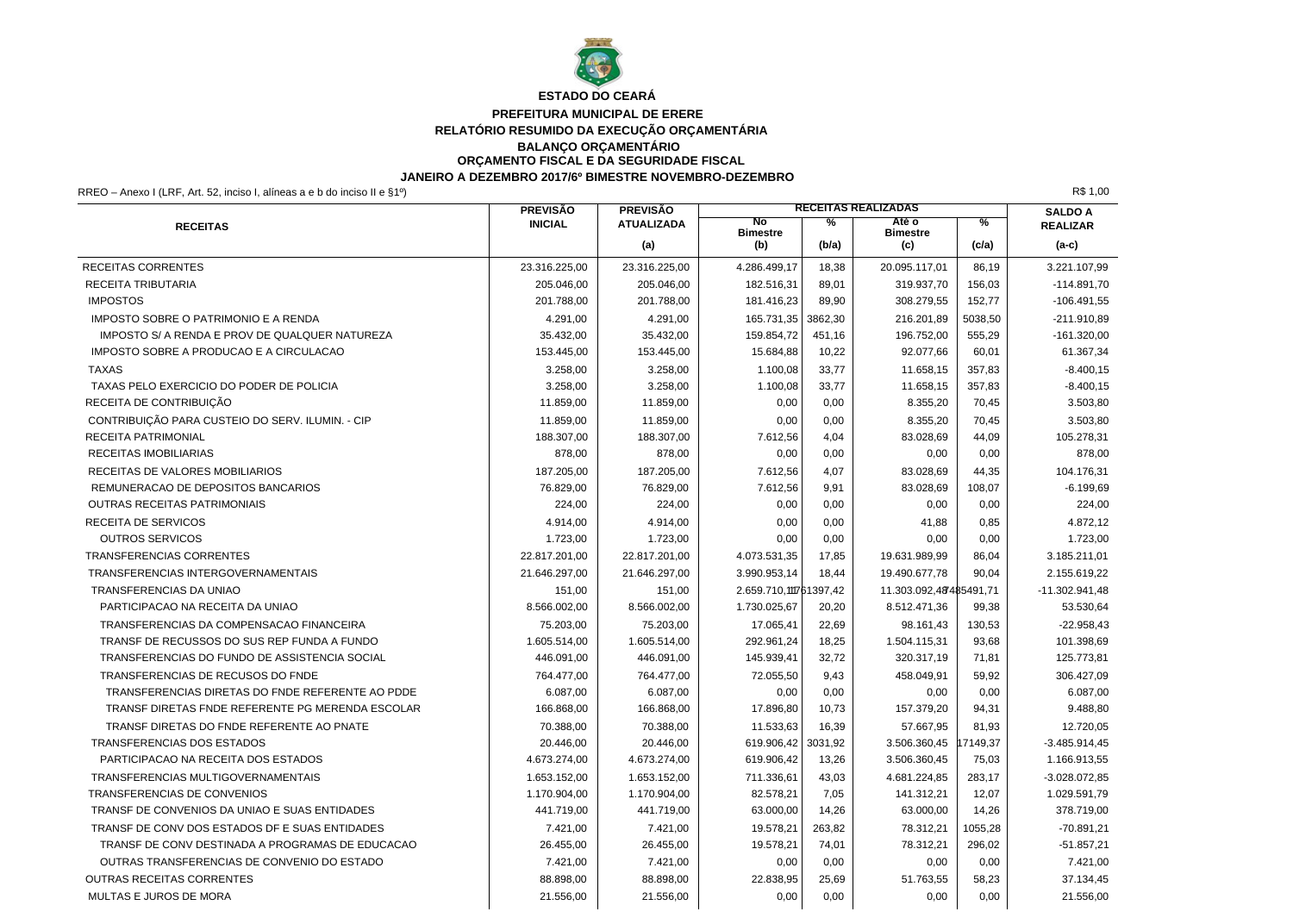**ESTADO DO CEARÁ**

**PREFEITURA MUNICIPAL DE ERERE**

**RELATÓRIO RESUMIDO DA EXECUÇÃO ORÇAMENTÁRIA**

**BALANÇO ORÇAMENTÁRIO**

**ORÇAMENTO FISCAL E DA SEGURIDADE FISCAL**

**JANEIRO A DEZEMBRO 2017/6º BIMESTRE NOVEMBRO-DEZEMBRO**

RREO – Anexo I (LRF, Art. 52, inciso I, alíneas a e b do inciso II e §1º)

R$ 1,00

| RECEITAS | PREVISÃO INICIAL | PREVISÃO ATUALIZADA (a) | RECEITAS REALIZADAS No Bimestre (b) | % (b/a) | Até o Bimestre (c) | % (c/a) | SALDO A REALIZAR (a-c) |
|---|---|---|---|---|---|---|---|
| RECEITAS CORRENTES | 23.316.225,00 | 23.316.225,00 | 4.286.499,17 | 18,38 | 20.095.117,01 | 86,19 | 3.221.107,99 |
| RECEITA TRIBUTARIA | 205.046,00 | 205.046,00 | 182.516,31 | 89,01 | 319.937,70 | 156,03 | -114.891,70 |
| IMPOSTOS | 201.788,00 | 201.788,00 | 181.416,23 | 89,90 | 308.279,55 | 152,77 | -106.491,55 |
| IMPOSTO SOBRE O PATRIMONIO E A RENDA | 4.291,00 | 4.291,00 | 165.731,35 | 3862,30 | 216.201,89 | 5038,50 | -211.910,89 |
| IMPOSTO S/ A RENDA E PROV DE QUALQUER NATUREZA | 35.432,00 | 35.432,00 | 159.854,72 | 451,16 | 196.752,00 | 555,29 | -161.320,00 |
| IMPOSTO SOBRE A PRODUCAO E A CIRCULACAO | 153.445,00 | 153.445,00 | 15.684,88 | 10,22 | 92.077,66 | 60,01 | 61.367,34 |
| TAXAS | 3.258,00 | 3.258,00 | 1.100,08 | 33,77 | 11.658,15 | 357,83 | -8.400,15 |
| TAXAS PELO EXERCICIO DO PODER DE POLICIA | 3.258,00 | 3.258,00 | 1.100,08 | 33,77 | 11.658,15 | 357,83 | -8.400,15 |
| RECEITA DE CONTRIBUIÇÃO | 11.859,00 | 11.859,00 | 0,00 | 0,00 | 8.355,20 | 70,45 | 3.503,80 |
| CONTRIBUIÇÃO PARA CUSTEIO DO SERV. ILUMIN. - CIP | 11.859,00 | 11.859,00 | 0,00 | 0,00 | 8.355,20 | 70,45 | 3.503,80 |
| RECEITA PATRIMONIAL | 188.307,00 | 188.307,00 | 7.612,56 | 4,04 | 83.028,69 | 44,09 | 105.278,31 |
| RECEITAS IMOBILIARIAS | 878,00 | 878,00 | 0,00 | 0,00 | 0,00 | 0,00 | 878,00 |
| RECEITAS DE VALORES MOBILIARIOS | 187.205,00 | 187.205,00 | 7.612,56 | 4,07 | 83.028,69 | 44,35 | 104.176,31 |
| REMUNERACAO DE DEPOSITOS BANCARIOS | 76.829,00 | 76.829,00 | 7.612,56 | 9,91 | 83.028,69 | 108,07 | -6.199,69 |
| OUTRAS RECEITAS PATRIMONIAIS | 224,00 | 224,00 | 0,00 | 0,00 | 0,00 | 0,00 | 224,00 |
| RECEITA DE SERVICOS | 4.914,00 | 4.914,00 | 0,00 | 0,00 | 41,88 | 0,85 | 4.872,12 |
| OUTROS SERVICOS | 1.723,00 | 1.723,00 | 0,00 | 0,00 | 0,00 | 0,00 | 1.723,00 |
| TRANSFERENCIAS CORRENTES | 22.817.201,00 | 22.817.201,00 | 4.073.531,35 | 17,85 | 19.631.989,99 | 86,04 | 3.185.211,01 |
| TRANSFERENCIAS INTERGOVERNAMENTAIS | 21.646.297,00 | 21.646.297,00 | 3.990.953,14 | 18,44 | 19.490.677,78 | 90,04 | 2.155.619,22 |
| TRANSFERENCIAS DA UNIAO | 151,00 | 151,00 | 2.659.710,11 | 1761397,42 | 11.303.092,48 | 7485491,71 | -11.302.941,48 |
| PARTICIPACAO NA RECEITA DA UNIAO | 8.566.002,00 | 8.566.002,00 | 1.730.025,67 | 20,20 | 8.512.471,36 | 99,38 | 53.530,64 |
| TRANSFERENCIAS DA COMPENSACAO FINANCEIRA | 75.203,00 | 75.203,00 | 17.065,41 | 22,69 | 98.161,43 | 130,53 | -22.958,43 |
| TRANSF DE RECUSSOS DO SUS REP FUNDA A FUNDO | 1.605.514,00 | 1.605.514,00 | 292.961,24 | 18,25 | 1.504.115,31 | 93,68 | 101.398,69 |
| TRANSFERENCIAS DO FUNDO DE ASSISTENCIA SOCIAL | 446.091,00 | 446.091,00 | 145.939,41 | 32,72 | 320.317,19 | 71,81 | 125.773,81 |
| TRANSFERENCIAS DE RECUSOS DO FNDE | 764.477,00 | 764.477,00 | 72.055,50 | 9,43 | 458.049,91 | 59,92 | 306.427,09 |
| TRANSFERENCIAS DIRETAS DO FNDE REFERENTE AO PDDE | 6.087,00 | 6.087,00 | 0,00 | 0,00 | 0,00 | 0,00 | 6.087,00 |
| TRANSF DIRETAS FNDE REFERENTE PG MERENDA ESCOLAR | 166.868,00 | 166.868,00 | 17.896,80 | 10,73 | 157.379,20 | 94,31 | 9.488,80 |
| TRANSF DIRETAS DO FNDE REFERENTE AO PNATE | 70.388,00 | 70.388,00 | 11.533,63 | 16,39 | 57.667,95 | 81,93 | 12.720,05 |
| TRANSFERENCIAS DOS ESTADOS | 20.446,00 | 20.446,00 | 619.906,42 | 3031,92 | 3.506.360,45 | 17149,37 | -3.485.914,45 |
| PARTICIPACAO NA RECEITA DOS ESTADOS | 4.673.274,00 | 4.673.274,00 | 619.906,42 | 13,26 | 3.506.360,45 | 75,03 | 1.166.913,55 |
| TRANSFERENCIAS MULTIGOVERNAMENTAIS | 1.653.152,00 | 1.653.152,00 | 711.336,61 | 43,03 | 4.681.224,85 | 283,17 | -3.028.072,85 |
| TRANSFERENCIAS DE CONVENIOS | 1.170.904,00 | 1.170.904,00 | 82.578,21 | 7,05 | 141.312,21 | 12,07 | 1.029.591,79 |
| TRANSF DE CONVENIOS DA UNIAO E SUAS ENTIDADES | 441.719,00 | 441.719,00 | 63.000,00 | 14,26 | 63.000,00 | 14,26 | 378.719,00 |
| TRANSF DE CONV DOS ESTADOS DF E SUAS ENTIDADES | 7.421,00 | 7.421,00 | 19.578,21 | 263,82 | 78.312,21 | 1055,28 | -70.891,21 |
| TRANSF DE CONV DESTINADA A PROGRAMAS DE EDUCACAO | 26.455,00 | 26.455,00 | 19.578,21 | 74,01 | 78.312,21 | 296,02 | -51.857,21 |
| OUTRAS TRANSFERENCIAS DE CONVENIO DO ESTADO | 7.421,00 | 7.421,00 | 0,00 | 0,00 | 0,00 | 0,00 | 7.421,00 |
| OUTRAS RECEITAS CORRENTES | 88.898,00 | 88.898,00 | 22.838,95 | 25,69 | 51.763,55 | 58,23 | 37.134,45 |
| MULTAS E JUROS DE MORA | 21.556,00 | 21.556,00 | 0,00 | 0,00 | 0,00 | 0,00 | 21.556,00 |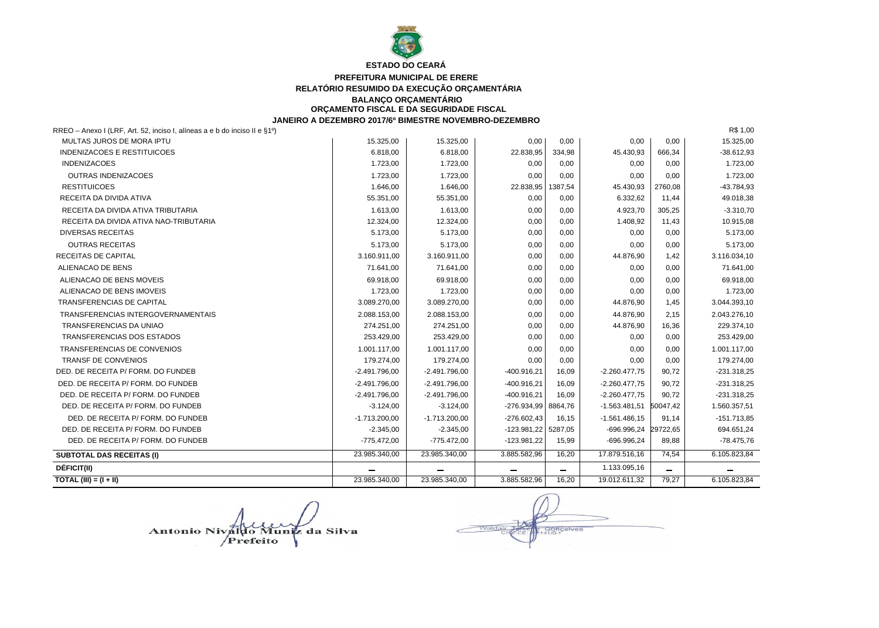**ESTADO DO CEARÁ**

**PREFEITURA MUNICIPAL DE ERERE**

**RELATÓRIO RESUMIDO DA EXECUÇÃO ORÇAMENTÁRIA**

**BALANÇO ORÇAMENTÁRIO**

**ORÇAMENTO FISCAL E DA SEGURIDADE FISCAL**

**JANEIRO A DEZEMBRO 2017/6º BIMESTRE NOVEMBRO-DEZEMBRO**

RREO – Anexo I (LRF, Art. 52, inciso I, alíneas a e b do inciso II e §1º) R$ 1,00

| | | | | | | | |
|---|---|---|---|---|---|---|---|
| MULTAS JUROS DE MORA IPTU | 15.325,00 | 15.325,00 | 0,00 | 0,00 | 0,00 | 0,00 | 15.325,00 |
| INDENIZACOES E RESTITUICOES | 6.818,00 | 6.818,00 | 22.838,95 | 334,98 | 45.430,93 | 666,34 | -38.612,93 |
| INDENIZACOES | 1.723,00 | 1.723,00 | 0,00 | 0,00 | 0,00 | 0,00 | 1.723,00 |
| OUTRAS INDENIZACOES | 1.723,00 | 1.723,00 | 0,00 | 0,00 | 0,00 | 0,00 | 1.723,00 |
| RESTITUICOES | 1.646,00 | 1.646,00 | 22.838,95 | 1387,54 | 45.430,93 | 2760,08 | -43.784,93 |
| RECEITA DA DIVIDA ATIVA | 55.351,00 | 55.351,00 | 0,00 | 0,00 | 6.332,62 | 11,44 | 49.018,38 |
| RECEITA DA DIVIDA ATIVA TRIBUTARIA | 1.613,00 | 1.613,00 | 0,00 | 0,00 | 4.923,70 | 305,25 | -3.310,70 |
| RECEITA DA DIVIDA ATIVA NAO-TRIBUTARIA | 12.324,00 | 12.324,00 | 0,00 | 0,00 | 1.408,92 | 11,43 | 10.915,08 |
| DIVERSAS RECEITAS | 5.173,00 | 5.173,00 | 0,00 | 0,00 | 0,00 | 0,00 | 5.173,00 |
| OUTRAS RECEITAS | 5.173,00 | 5.173,00 | 0,00 | 0,00 | 0,00 | 0,00 | 5.173,00 |
| RECEITAS DE CAPITAL | 3.160.911,00 | 3.160.911,00 | 0,00 | 0,00 | 44.876,90 | 1,42 | 3.116.034,10 |
| ALIENACAO DE BENS | 71.641,00 | 71.641,00 | 0,00 | 0,00 | 0,00 | 0,00 | 71.641,00 |
| ALIENACAO DE BENS MOVEIS | 69.918,00 | 69.918,00 | 0,00 | 0,00 | 0,00 | 0,00 | 69.918,00 |
| ALIENACAO DE BENS IMOVEIS | 1.723,00 | 1.723,00 | 0,00 | 0,00 | 0,00 | 0,00 | 1.723,00 |
| TRANSFERENCIAS DE CAPITAL | 3.089.270,00 | 3.089.270,00 | 0,00 | 0,00 | 44.876,90 | 1,45 | 3.044.393,10 |
| TRANSFERENCIAS INTERGOVERNAMENTAIS | 2.088.153,00 | 2.088.153,00 | 0,00 | 0,00 | 44.876,90 | 2,15 | 2.043.276,10 |
| TRANSFERENCIAS DA UNIAO | 274.251,00 | 274.251,00 | 0,00 | 0,00 | 44.876,90 | 16,36 | 229.374,10 |
| TRANSFERENCIAS DOS ESTADOS | 253.429,00 | 253.429,00 | 0,00 | 0,00 | 0,00 | 0,00 | 253.429,00 |
| TRANSFERENCIAS DE CONVENIOS | 1.001.117,00 | 1.001.117,00 | 0,00 | 0,00 | 0,00 | 0,00 | 1.001.117,00 |
| TRANSF DE CONVENIOS | 179.274,00 | 179.274,00 | 0,00 | 0,00 | 0,00 | 0,00 | 179.274,00 |
| DED. DE RECEITA P/ FORM. DO FUNDEB | -2.491.796,00 | -2.491.796,00 | -400.916,21 | 16,09 | -2.260.477,75 | 90,72 | -231.318,25 |
| DED. DE RECEITA P/ FORM. DO FUNDEB | -2.491.796,00 | -2.491.796,00 | -400.916,21 | 16,09 | -2.260.477,75 | 90,72 | -231.318,25 |
| DED. DE RECEITA P/ FORM. DO FUNDEB | -2.491.796,00 | -2.491.796,00 | -400.916,21 | 16,09 | -2.260.477,75 | 90,72 | -231.318,25 |
| DED. DE RECEITA P/ FORM. DO FUNDEB | -3.124,00 | -3.124,00 | -276.934,99 | 8864,76 | -1.563.481,51 | 50047,42 | 1.560.357,51 |
| DED. DE RECEITA P/ FORM. DO FUNDEB | -1.713.200,00 | -1.713.200,00 | -276.602,43 | 16,15 | -1.561.486,15 | 91,14 | -151.713,85 |
| DED. DE RECEITA P/ FORM. DO FUNDEB | -2.345,00 | -2.345,00 | -123.981,22 | 5287,05 | -696.996,24 | 29722,65 | 694.651,24 |
| DED. DE RECEITA P/ FORM. DO FUNDEB | -775.472,00 | -775.472,00 | -123.981,22 | 15,99 | -696.996,24 | 89,88 | -78.475,76 |
| **SUBTOTAL DAS RECEITAS (I)** | 23.985.340,00 | 23.985.340,00 | 3.885.582,96 | 16,20 | 17.879.516,16 | 74,54 | 6.105.823,84 |
| **DÉFICIT(II)** | – | – | – | – | 1.133.095,16 | – | – |
| **TOTAL (III) = (I + II)** | 23.985.340,00 | 23.985.340,00 | 3.885.582,96 | 16,20 | 19.012.611,32 | 79,27 | 6.105.823,84 |

Antonio Nivaldo Muniz da Silva
Prefeito

Waldair Teixeira Gonçalves
CRC-CE 141/0-1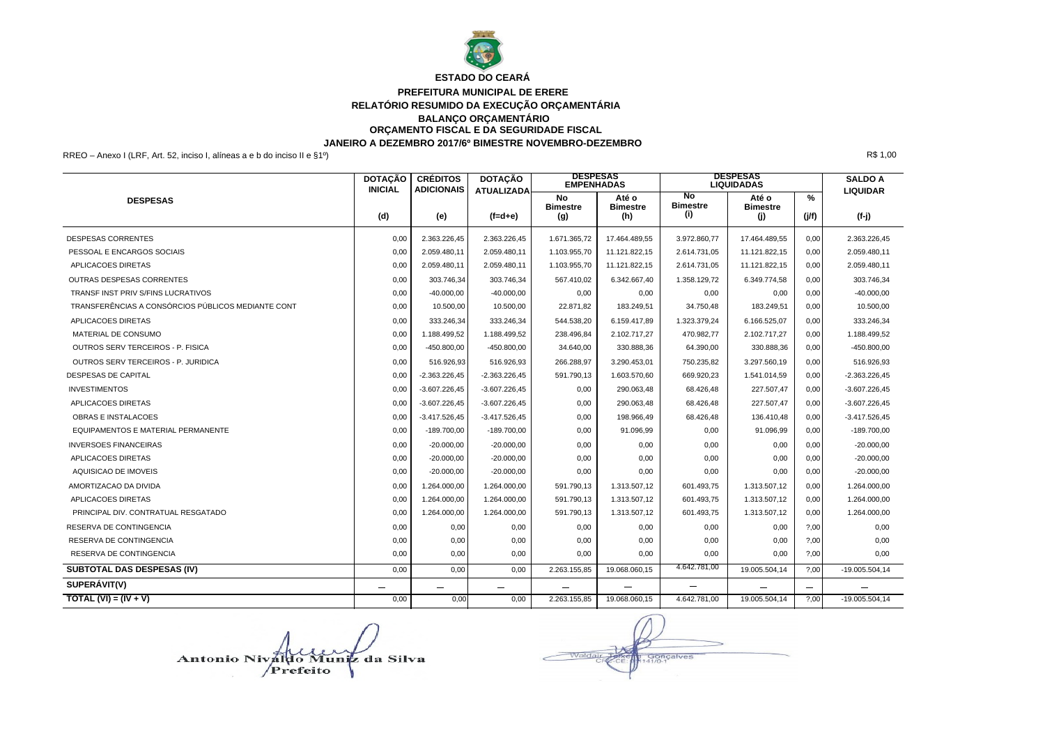**ESTADO DO CEARÁ**

**PREFEITURA MUNICIPAL DE ERERE**

**RELATÓRIO RESUMIDO DA EXECUÇÃO ORÇAMENTÁRIA**

**BALANÇO ORÇAMENTÁRIO**

**ORÇAMENTO FISCAL E DA SEGURIDADE FISCAL**

**JANEIRO A DEZEMBRO 2017/6º BIMESTRE NOVEMBRO-DEZEMBRO**

RREO – Anexo I (LRF, Art. 52, inciso I, alíneas a e b do inciso II e §1º)

R$ 1,00

| DESPESAS | DOTAÇÃO INICIAL | CRÉDITOS ADICIONAIS | DOTAÇÃO ATUALIZADA | DESPESAS EMPENHADAS | | DESPESAS LIQUIDADAS | | | SALDO A LIQUIDAR |
|---|---|---|---|---|---|---|---|---|---|
| | | | | No Bimestre | Até o Bimestre | No Bimestre | Até o Bimestre | % | |
| | (d) | (e) | (f=d+e) | (g) | (h) | (i) | (j) | (j/f) | (f-j) |
| DESPESAS CORRENTES | 0,00 | 2.363.226,45 | 2.363.226,45 | 1.671.365,72 | 17.464.489,55 | 3.972.860,77 | 17.464.489,55 | 0,00 | 2.363.226,45 |
| PESSOAL E ENCARGOS SOCIAIS | 0,00 | 2.059.480,11 | 2.059.480,11 | 1.103.955,70 | 11.121.822,15 | 2.614.731,05 | 11.121.822,15 | 0,00 | 2.059.480,11 |
| APLICACOES DIRETAS | 0,00 | 2.059.480,11 | 2.059.480,11 | 1.103.955,70 | 11.121.822,15 | 2.614.731,05 | 11.121.822,15 | 0,00 | 2.059.480,11 |
| OUTRAS DESPESAS CORRENTES | 0,00 | 303.746,34 | 303.746,34 | 567.410,02 | 6.342.667,40 | 1.358.129,72 | 6.349.774,58 | 0,00 | 303.746,34 |
| TRANSF INST PRIV S/FINS LUCRATIVOS | 0,00 | -40.000,00 | -40.000,00 | 0,00 | 0,00 | 0,00 | 0,00 | 0,00 | -40.000,00 |
| TRANSFERÊNCIAS A CONSÓRCIOS PÚBLICOS MEDIANTE CONT | 0,00 | 10.500,00 | 10.500,00 | 22.871,82 | 183.249,51 | 34.750,48 | 183.249,51 | 0,00 | 10.500,00 |
| APLICACOES DIRETAS | 0,00 | 333.246,34 | 333.246,34 | 544.538,20 | 6.159.417,89 | 1.323.379,24 | 6.166.525,07 | 0,00 | 333.246,34 |
| MATERIAL DE CONSUMO | 0,00 | 1.188.499,52 | 1.188.499,52 | 238.496,84 | 2.102.717,27 | 470.982,77 | 2.102.717,27 | 0,00 | 1.188.499,52 |
| OUTROS SERV TERCEIROS - P. FISICA | 0,00 | -450.800,00 | -450.800,00 | 34.640,00 | 330.888,36 | 64.390,00 | 330.888,36 | 0,00 | -450.800,00 |
| OUTROS SERV TERCEIROS - P. JURIDICA | 0,00 | 516.926,93 | 516.926,93 | 266.288,97 | 3.290.453,01 | 750.235,82 | 3.297.560,19 | 0,00 | 516.926,93 |
| DESPESAS DE CAPITAL | 0,00 | -2.363.226,45 | -2.363.226,45 | 591.790,13 | 1.603.570,60 | 669.920,23 | 1.541.014,59 | 0,00 | -2.363.226,45 |
| INVESTIMENTOS | 0,00 | -3.607.226,45 | -3.607.226,45 | 0,00 | 290.063,48 | 68.426,48 | 227.507,47 | 0,00 | -3.607.226,45 |
| APLICACOES DIRETAS | 0,00 | -3.607.226,45 | -3.607.226,45 | 0,00 | 290.063,48 | 68.426,48 | 227.507,47 | 0,00 | -3.607.226,45 |
| OBRAS E INSTALACOES | 0,00 | -3.417.526,45 | -3.417.526,45 | 0,00 | 198.966,49 | 68.426,48 | 136.410,48 | 0,00 | -3.417.526,45 |
| EQUIPAMENTOS E MATERIAL PERMANENTE | 0,00 | -189.700,00 | -189.700,00 | 0,00 | 91.096,99 | 0,00 | 91.096,99 | 0,00 | -189.700,00 |
| INVERSOES FINANCEIRAS | 0,00 | -20.000,00 | -20.000,00 | 0,00 | 0,00 | 0,00 | 0,00 | 0,00 | -20.000,00 |
| APLICACOES DIRETAS | 0,00 | -20.000,00 | -20.000,00 | 0,00 | 0,00 | 0,00 | 0,00 | 0,00 | -20.000,00 |
| AQUISICAO DE IMOVEIS | 0,00 | -20.000,00 | -20.000,00 | 0,00 | 0,00 | 0,00 | 0,00 | 0,00 | -20.000,00 |
| AMORTIZACAO DA DIVIDA | 0,00 | 1.264.000,00 | 1.264.000,00 | 591.790,13 | 1.313.507,12 | 601.493,75 | 1.313.507,12 | 0,00 | 1.264.000,00 |
| APLICACOES DIRETAS | 0,00 | 1.264.000,00 | 1.264.000,00 | 591.790,13 | 1.313.507,12 | 601.493,75 | 1.313.507,12 | 0,00 | 1.264.000,00 |
| PRINCIPAL DIV. CONTRATUAL RESGATADO | 0,00 | 1.264.000,00 | 1.264.000,00 | 591.790,13 | 1.313.507,12 | 601.493,75 | 1.313.507,12 | 0,00 | 1.264.000,00 |
| RESERVA DE CONTINGENCIA | 0,00 | 0,00 | 0,00 | 0,00 | 0,00 | 0,00 | 0,00 | ?,00 | 0,00 |
| RESERVA DE CONTINGENCIA | 0,00 | 0,00 | 0,00 | 0,00 | 0,00 | 0,00 | 0,00 | ?,00 | 0,00 |
| RESERVA DE CONTINGENCIA | 0,00 | 0,00 | 0,00 | 0,00 | 0,00 | 0,00 | 0,00 | ?,00 | 0,00 |
| **SUBTOTAL DAS DESPESAS (IV)** | 0,00 | 0,00 | 0,00 | 2.263.155,85 | 19.068.060,15 | 4.642.781,00 | 19.005.504,14 | ?,00 | -19.005.504,14 |
| **SUPERÁVIT(V)** | — | — | — | — | — | — | — | — | — |
| **TOTAL (VI) = (IV + V)** | 0,00 | 0,00 | 0,00 | 2.263.155,85 | 19.068.060,15 | 4.642.781,00 | 19.005.504,14 | ?,00 | -19.005.504,14 |

Antonio Nivaldo Muniz da Silva
Prefeito

Waldair Teixeira Gonçalves
CRC-CE 014141/O-1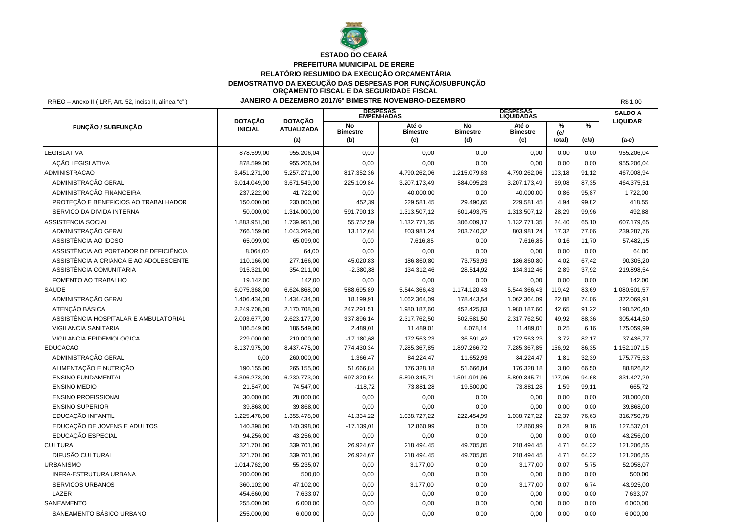**ESTADO DO CEARÁ**

**PREFEITURA MUNICIPAL DE ERERE**

**RELATÓRIO RESUMIDO DA EXECUÇÃO ORÇAMENTÁRIA**

**DEMOSTRATIVO DA EXECUÇÃO DAS DESPESAS POR FUNÇÃO/SUBFUNÇÃO**

**ORÇAMENTO FISCAL E DA SEGURIDADE FISCAL**

RREO – Anexo II ( LRF, Art. 52, inciso II, alínea "c" ) **JANEIRO A DEZEMBRO 2017/6º BIMESTRE NOVEMBRO-DEZEMBRO** R$ 1,00

| FUNÇÃO / SUBFUNÇÃO | DOTAÇÃO INICIAL | DOTAÇÃO ATUALIZADA (a) | DESPESAS EMPENHADAS No Bimestre (b) | DESPESAS EMPENHADAS Até o Bimestre (c) | DESPESAS LIQUIDADAS No Bimestre (d) | DESPESAS LIQUIDADAS Até o Bimestre (e) | % (e/ total) | % (e/a) | SALDO A LIQUIDAR (a-e) |
|---|---|---|---|---|---|---|---|---|---|
| LEGISLATIVA | 878.599,00 | 955.206,04 | 0,00 | 0,00 | 0,00 | 0,00 | 0,00 | 0,00 | 955.206,04 |
| AÇÃO LEGISLATIVA | 878.599,00 | 955.206,04 | 0,00 | 0,00 | 0,00 | 0,00 | 0,00 | 0,00 | 955.206,04 |
| ADMINISTRACAO | 3.451.271,00 | 5.257.271,00 | 817.352,36 | 4.790.262,06 | 1.215.079,63 | 4.790.262,06 | 103,18 | 91,12 | 467.008,94 |
| ADMINISTRAÇÃO GERAL | 3.014.049,00 | 3.671.549,00 | 225.109,84 | 3.207.173,49 | 584.095,23 | 3.207.173,49 | 69,08 | 87,35 | 464.375,51 |
| ADMINISTRAÇÃO FINANCEIRA | 237.222,00 | 41.722,00 | 0,00 | 40.000,00 | 0,00 | 40.000,00 | 0,86 | 95,87 | 1.722,00 |
| PROTEÇÃO E BENEFICIOS AO TRABALHADOR | 150.000,00 | 230.000,00 | 452,39 | 229.581,45 | 29.490,65 | 229.581,45 | 4,94 | 99,82 | 418,55 |
| SERVICO DA DIVIDA INTERNA | 50.000,00 | 1.314.000,00 | 591.790,13 | 1.313.507,12 | 601.493,75 | 1.313.507,12 | 28,29 | 99,96 | 492,88 |
| ASSISTENCIA SOCIAL | 1.883.951,00 | 1.739.951,00 | 55.752,59 | 1.132.771,35 | 306.009,17 | 1.132.771,35 | 24,40 | 65,10 | 607.179,65 |
| ADMINISTRAÇÃO GERAL | 766.159,00 | 1.043.269,00 | 13.112,64 | 803.981,24 | 203.740,32 | 803.981,24 | 17,32 | 77,06 | 239.287,76 |
| ASSISTÊNCIA AO IDOSO | 65.099,00 | 65.099,00 | 0,00 | 7.616,85 | 0,00 | 7.616,85 | 0,16 | 11,70 | 57.482,15 |
| ASSISTÊNCIA AO PORTADOR DE DEFICIÊNCIA | 8.064,00 | 64,00 | 0,00 | 0,00 | 0,00 | 0,00 | 0,00 | 0,00 | 64,00 |
| ASSISTÊNCIA A CRIANCA E AO ADOLESCENTE | 110.166,00 | 277.166,00 | 45.020,83 | 186.860,80 | 73.753,93 | 186.860,80 | 4,02 | 67,42 | 90.305,20 |
| ASSISTÊNCIA COMUNITARIA | 915.321,00 | 354.211,00 | -2.380,88 | 134.312,46 | 28.514,92 | 134.312,46 | 2,89 | 37,92 | 219.898,54 |
| FOMENTO AO TRABALHO | 19.142,00 | 142,00 | 0,00 | 0,00 | 0,00 | 0,00 | 0,00 | 0,00 | 142,00 |
| SAUDE | 6.075.368,00 | 6.624.868,00 | 588.695,89 | 5.544.366,43 | 1.174.120,43 | 5.544.366,43 | 119,42 | 83,69 | 1.080.501,57 |
| ADMINISTRAÇÃO GERAL | 1.406.434,00 | 1.434.434,00 | 18.199,91 | 1.062.364,09 | 178.443,54 | 1.062.364,09 | 22,88 | 74,06 | 372.069,91 |
| ATENÇÃO BÁSICA | 2.249.708,00 | 2.170.708,00 | 247.291,51 | 1.980.187,60 | 452.425,83 | 1.980.187,60 | 42,65 | 91,22 | 190.520,40 |
| ASSISTÊNCIA HOSPITALAR E AMBULATORIAL | 2.003.677,00 | 2.623.177,00 | 337.896,14 | 2.317.762,50 | 502.581,50 | 2.317.762,50 | 49,92 | 88,36 | 305.414,50 |
| VIGILANCIA SANITARIA | 186.549,00 | 186.549,00 | 2.489,01 | 11.489,01 | 4.078,14 | 11.489,01 | 0,25 | 6,16 | 175.059,99 |
| VIGILANCIA EPIDEMIOLOGICA | 229.000,00 | 210.000,00 | -17.180,68 | 172.563,23 | 36.591,42 | 172.563,23 | 3,72 | 82,17 | 37.436,77 |
| EDUCACAO | 8.137.975,00 | 8.437.475,00 | 774.430,34 | 7.285.367,85 | 1.897.266,72 | 7.285.367,85 | 156,92 | 86,35 | 1.152.107,15 |
| ADMINISTRAÇÃO GERAL | 0,00 | 260.000,00 | 1.366,47 | 84.224,47 | 11.652,93 | 84.224,47 | 1,81 | 32,39 | 175.775,53 |
| ALIMENTAÇÃO E NUTRIÇÃO | 190.155,00 | 265.155,00 | 51.666,84 | 176.328,18 | 51.666,84 | 176.328,18 | 3,80 | 66,50 | 88.826,82 |
| ENSINO FUNDAMENTAL | 6.396.273,00 | 6.230.773,00 | 697.320,54 | 5.899.345,71 | 1.591.991,96 | 5.899.345,71 | 127,06 | 94,68 | 331.427,29 |
| ENSINO MEDIO | 21.547,00 | 74.547,00 | -118,72 | 73.881,28 | 19.500,00 | 73.881,28 | 1,59 | 99,11 | 665,72 |
| ENSINO PROFISSIONAL | 30.000,00 | 28.000,00 | 0,00 | 0,00 | 0,00 | 0,00 | 0,00 | 0,00 | 28.000,00 |
| ENSINO SUPERIOR | 39.868,00 | 39.868,00 | 0,00 | 0,00 | 0,00 | 0,00 | 0,00 | 0,00 | 39.868,00 |
| EDUCAÇÃO INFANTIL | 1.225.478,00 | 1.355.478,00 | 41.334,22 | 1.038.727,22 | 222.454,99 | 1.038.727,22 | 22,37 | 76,63 | 316.750,78 |
| EDUCAÇÃO DE JOVENS E ADULTOS | 140.398,00 | 140.398,00 | -17.139,01 | 12.860,99 | 0,00 | 12.860,99 | 0,28 | 9,16 | 127.537,01 |
| EDUCAÇÃO ESPECIAL | 94.256,00 | 43.256,00 | 0,00 | 0,00 | 0,00 | 0,00 | 0,00 | 0,00 | 43.256,00 |
| CULTURA | 321.701,00 | 339.701,00 | 26.924,67 | 218.494,45 | 49.705,05 | 218.494,45 | 4,71 | 64,32 | 121.206,55 |
| DIFUSÃO CULTURAL | 321.701,00 | 339.701,00 | 26.924,67 | 218.494,45 | 49.705,05 | 218.494,45 | 4,71 | 64,32 | 121.206,55 |
| URBANISMO | 1.014.762,00 | 55.235,07 | 0,00 | 3.177,00 | 0,00 | 3.177,00 | 0,07 | 5,75 | 52.058,07 |
| INFRA-ESTRUTURA URBANA | 200.000,00 | 500,00 | 0,00 | 0,00 | 0,00 | 0,00 | 0,00 | 0,00 | 500,00 |
| SERVICOS URBANOS | 360.102,00 | 47.102,00 | 0,00 | 3.177,00 | 0,00 | 3.177,00 | 0,07 | 6,74 | 43.925,00 |
| LAZER | 454.660,00 | 7.633,07 | 0,00 | 0,00 | 0,00 | 0,00 | 0,00 | 0,00 | 7.633,07 |
| SANEAMENTO | 255.000,00 | 6.000,00 | 0,00 | 0,00 | 0,00 | 0,00 | 0,00 | 0,00 | 6.000,00 |
| SANEAMENTO BÁSICO URBANO | 255.000,00 | 6.000,00 | 0,00 | 0,00 | 0,00 | 0,00 | 0,00 | 0,00 | 6.000,00 |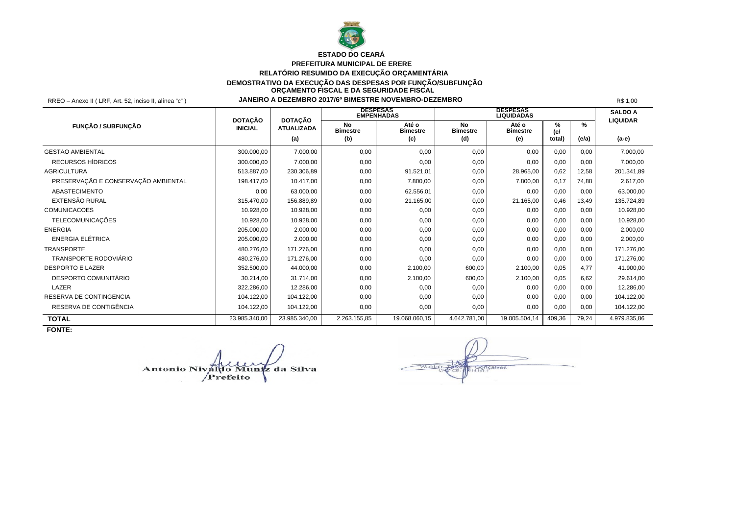**ESTADO DO CEARÁ**
**PREFEITURA MUNICIPAL DE ERERE**
**RELATÓRIO RESUMIDO DA EXECUÇÃO ORÇAMENTÁRIA**
**DEMOSTRATIVO DA EXECUÇÃO DAS DESPESAS POR FUNÇÃO/SUBFUNÇÃO**
**ORÇAMENTO FISCAL E DA SEGURIDADE FISCAL**

RREO – Anexo II ( LRF, Art. 52, inciso II, alínea "c" ) **JANEIRO A DEZEMBRO 2017/6º BIMESTRE NOVEMBRO-DEZEMBRO** R$ 1,00

| FUNÇÃO / SUBFUNÇÃO | DOTAÇÃO INICIAL | DOTAÇÃO ATUALIZADA | DESPESAS EMPENHADAS | | DESPESAS LIQUIDADAS | | | | SALDO A LIQUIDAR |
|---|---|---|---|---|---|---|---|---|---|
| | | (a) | No Bimestre (b) | Até o Bimestre (c) | No Bimestre (d) | Até o Bimestre (e) | % (e/ total) | % (e/a) | (a-e) |
| GESTAO AMBIENTAL | 300.000,00 | 7.000,00 | 0,00 | 0,00 | 0,00 | 0,00 | 0,00 | 0,00 | 7.000,00 |
| RECURSOS HÍDRICOS | 300.000,00 | 7.000,00 | 0,00 | 0,00 | 0,00 | 0,00 | 0,00 | 0,00 | 7.000,00 |
| AGRICULTURA | 513.887,00 | 230.306,89 | 0,00 | 91.521,01 | 0,00 | 28.965,00 | 0,62 | 12,58 | 201.341,89 |
| PRESERVAÇÃO E CONSERVAÇÃO AMBIENTAL | 198.417,00 | 10.417,00 | 0,00 | 7.800,00 | 0,00 | 7.800,00 | 0,17 | 74,88 | 2.617,00 |
| ABASTECIMENTO | 0,00 | 63.000,00 | 0,00 | 62.556,01 | 0,00 | 0,00 | 0,00 | 0,00 | 63.000,00 |
| EXTENSÃO RURAL | 315.470,00 | 156.889,89 | 0,00 | 21.165,00 | 0,00 | 21.165,00 | 0,46 | 13,49 | 135.724,89 |
| COMUNICACOES | 10.928,00 | 10.928,00 | 0,00 | 0,00 | 0,00 | 0,00 | 0,00 | 0,00 | 10.928,00 |
| TELECOMUNICAÇÕES | 10.928,00 | 10.928,00 | 0,00 | 0,00 | 0,00 | 0,00 | 0,00 | 0,00 | 10.928,00 |
| ENERGIA | 205.000,00 | 2.000,00 | 0,00 | 0,00 | 0,00 | 0,00 | 0,00 | 0,00 | 2.000,00 |
| ENERGIA ELÉTRICA | 205.000,00 | 2.000,00 | 0,00 | 0,00 | 0,00 | 0,00 | 0,00 | 0,00 | 2.000,00 |
| TRANSPORTE | 480.276,00 | 171.276,00 | 0,00 | 0,00 | 0,00 | 0,00 | 0,00 | 0,00 | 171.276,00 |
| TRANSPORTE RODOVIÁRIO | 480.276,00 | 171.276,00 | 0,00 | 0,00 | 0,00 | 0,00 | 0,00 | 0,00 | 171.276,00 |
| DESPORTO E LAZER | 352.500,00 | 44.000,00 | 0,00 | 2.100,00 | 600,00 | 2.100,00 | 0,05 | 4,77 | 41.900,00 |
| DESPORTO COMUNITÁRIO | 30.214,00 | 31.714,00 | 0,00 | 2.100,00 | 600,00 | 2.100,00 | 0,05 | 6,62 | 29.614,00 |
| LAZER | 322.286,00 | 12.286,00 | 0,00 | 0,00 | 0,00 | 0,00 | 0,00 | 0,00 | 12.286,00 |
| RESERVA DE CONTINGENCIA | 104.122,00 | 104.122,00 | 0,00 | 0,00 | 0,00 | 0,00 | 0,00 | 0,00 | 104.122,00 |
| RESERVA DE CONTIGÊNCIA | 104.122,00 | 104.122,00 | 0,00 | 0,00 | 0,00 | 0,00 | 0,00 | 0,00 | 104.122,00 |
| **TOTAL** | 23.985.340,00 | 23.985.340,00 | 2.263.155,85 | 19.068.060,15 | 4.642.781,00 | 19.005.504,14 | 409,36 | 79,24 | 4.979.835,86 |

**FONTE:**

Antonio Nivaldo Muniz da Silva
Prefeito

Waldair Takeshi Gonçalves
CRC-CE 11141/O-1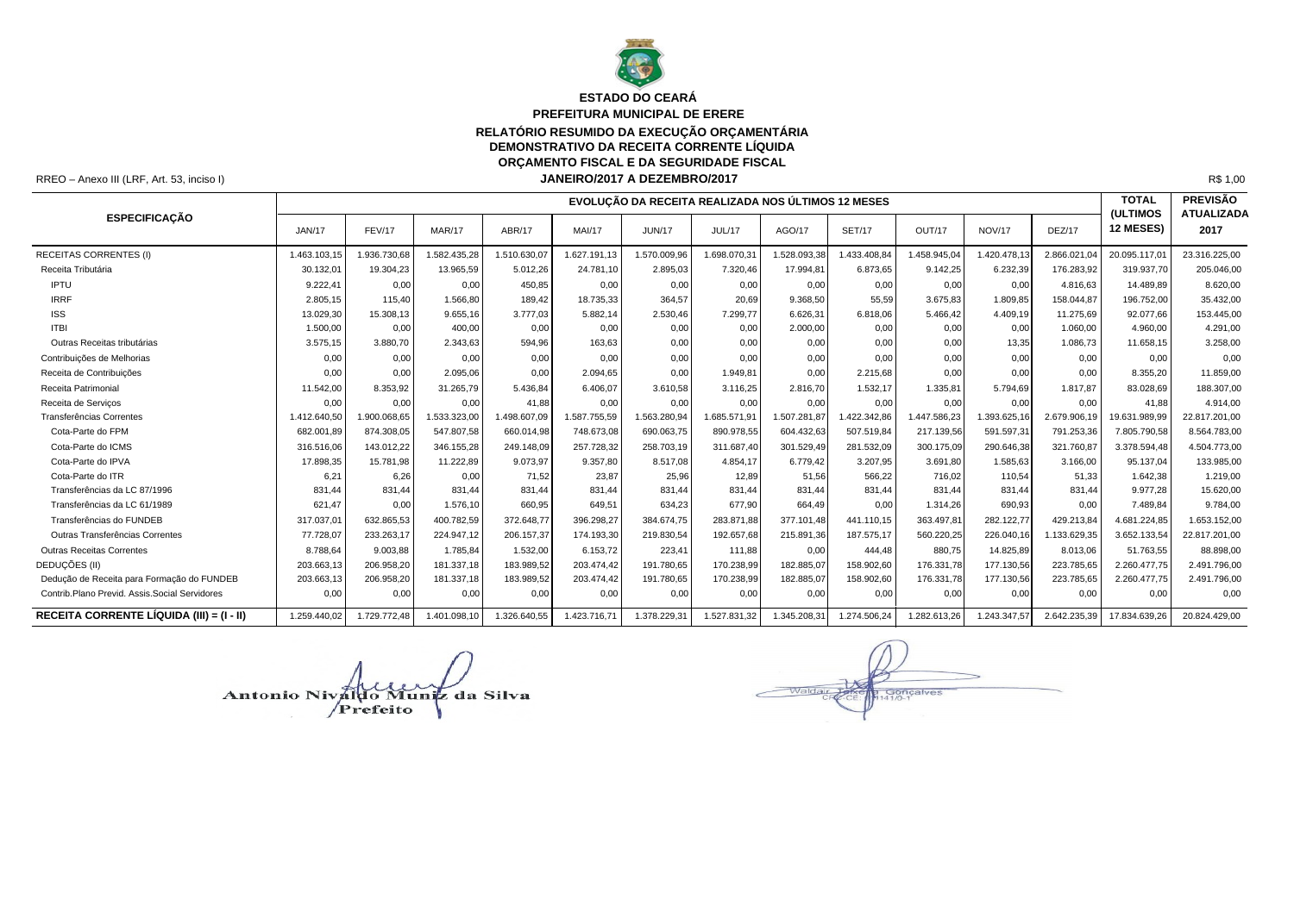**ESTADO DO CEARÁ**
**PREFEITURA MUNICIPAL DE ERERE**
**RELATÓRIO RESUMIDO DA EXECUÇÃO ORÇAMENTÁRIA**
**DEMONSTRATIVO DA RECEITA CORRENTE LÍQUIDA**
**ORÇAMENTO FISCAL E DA SEGURIDADE FISCAL**
**JANEIRO/2017 A DEZEMBRO/2017**

RREO – Anexo III (LRF, Art. 53, inciso I) R$ 1,00

| ESPECIFICAÇÃO | EVOLUÇÃO DA RECEITA REALIZADA NOS ÚLTIMOS 12 MESES | | | | | | | | | | | | TOTAL (ULTIMOS 12 MESES) | PREVISÃO ATUALIZADA 2017 |
|---|---|---|---|---|---|---|---|---|---|---|---|---|---|---|
| | JAN/17 | FEV/17 | MAR/17 | ABR/17 | MAI/17 | JUN/17 | JUL/17 | AGO/17 | SET/17 | OUT/17 | NOV/17 | DEZ/17 | | |
| RECEITAS CORRENTES (I) | 1.463.103,15 | 1.936.730,68 | 1.582.435,28 | 1.510.630,07 | 1.627.191,13 | 1.570.009,96 | 1.698.070,31 | 1.528.093,38 | 1.433.408,84 | 1.458.945,04 | 1.420.478,13 | 2.866.021,04 | 20.095.117,01 | 23.316.225,00 |
| Receita Tributária | 30.132,01 | 19.304,23 | 13.965,59 | 5.012,26 | 24.781,10 | 2.895,03 | 7.320,46 | 17.994,81 | 6.873,65 | 9.142,25 | 6.232,39 | 176.283,92 | 319.937,70 | 205.046,00 |
| IPTU | 9.222,41 | 0,00 | 0,00 | 450,85 | 0,00 | 0,00 | 0,00 | 0,00 | 0,00 | 0,00 | 0,00 | 4.816,63 | 14.489,89 | 8.620,00 |
| IRRF | 2.805,15 | 115,40 | 1.566,80 | 189,42 | 18.735,33 | 364,57 | 20,69 | 9.368,50 | 55,59 | 3.675,83 | 1.809,85 | 158.044,87 | 196.752,00 | 35.432,00 |
| ISS | 13.029,30 | 15.308,13 | 9.655,16 | 3.777,03 | 5.882,14 | 2.530,46 | 7.299,77 | 6.626,31 | 6.818,06 | 5.466,42 | 4.409,19 | 11.275,69 | 92.077,66 | 153.445,00 |
| ITBI | 1.500,00 | 0,00 | 400,00 | 0,00 | 0,00 | 0,00 | 0,00 | 2.000,00 | 0,00 | 0,00 | 0,00 | 1.060,00 | 4.960,00 | 4.291,00 |
| Outras Receitas tributárias | 3.575,15 | 3.880,70 | 2.343,63 | 594,96 | 163,63 | 0,00 | 0,00 | 0,00 | 0,00 | 0,00 | 13,35 | 1.086,73 | 11.658,15 | 3.258,00 |
| Contribuições de Melhorias | 0,00 | 0,00 | 0,00 | 0,00 | 0,00 | 0,00 | 0,00 | 0,00 | 0,00 | 0,00 | 0,00 | 0,00 | 0,00 | 0,00 |
| Receita de Contribuições | 0,00 | 0,00 | 2.095,06 | 0,00 | 2.094,65 | 0,00 | 1.949,81 | 0,00 | 2.215,68 | 0,00 | 0,00 | 0,00 | 8.355,20 | 11.859,00 |
| Receita Patrimonial | 11.542,00 | 8.353,92 | 31.265,79 | 5.436,84 | 6.406,07 | 3.610,58 | 3.116,25 | 2.816,70 | 1.532,17 | 1.335,81 | 5.794,69 | 1.817,87 | 83.028,69 | 188.307,00 |
| Receita de Serviços | 0,00 | 0,00 | 0,00 | 41,88 | 0,00 | 0,00 | 0,00 | 0,00 | 0,00 | 0,00 | 0,00 | 0,00 | 41,88 | 4.914,00 |
| Transferências Correntes | 1.412.640,50 | 1.900.068,65 | 1.533.323,00 | 1.498.607,09 | 1.587.755,59 | 1.563.280,94 | 1.685.571,91 | 1.507.281,87 | 1.422.342,86 | 1.447.586,23 | 1.393.625,16 | 2.679.906,19 | 19.631.989,99 | 22.817.201,00 |
| Cota-Parte do FPM | 682.001,89 | 874.308,05 | 547.807,58 | 660.014,98 | 748.673,08 | 690.063,75 | 890.978,55 | 604.432,63 | 507.519,84 | 217.139,56 | 591.597,31 | 791.253,36 | 7.805.790,58 | 8.564.783,00 |
| Cota-Parte do ICMS | 316.516,06 | 143.012,22 | 346.155,28 | 249.148,09 | 257.728,32 | 258.703,19 | 311.687,40 | 301.529,49 | 281.532,09 | 300.175,09 | 290.646,38 | 321.760,87 | 3.378.594,48 | 4.504.773,00 |
| Cota-Parte do IPVA | 17.898,35 | 15.781,98 | 11.222,89 | 9.073,97 | 9.357,80 | 8.517,08 | 4.854,17 | 6.779,42 | 3.207,95 | 3.691,80 | 1.585,63 | 3.166,00 | 95.137,04 | 133.985,00 |
| Cota-Parte do ITR | 6,21 | 6,26 | 0,00 | 71,52 | 23,87 | 25,96 | 12,89 | 51,56 | 566,22 | 716,02 | 110,54 | 51,33 | 1.642,38 | 1.219,00 |
| Transferências da LC 87/1996 | 831,44 | 831,44 | 831,44 | 831,44 | 831,44 | 831,44 | 831,44 | 831,44 | 831,44 | 831,44 | 831,44 | 831,44 | 9.977,28 | 15.620,00 |
| Transferências da LC 61/1989 | 621,47 | 0,00 | 1.576,10 | 660,95 | 649,51 | 634,23 | 677,90 | 664,49 | 0,00 | 1.314,26 | 690,93 | 0,00 | 7.489,84 | 9.784,00 |
| Transferências do FUNDEB | 317.037,01 | 632.865,53 | 400.782,59 | 372.648,77 | 396.298,27 | 384.674,75 | 283.871,88 | 377.101,48 | 441.110,15 | 363.497,81 | 282.122,77 | 429.213,84 | 4.681.224,85 | 1.653.152,00 |
| Outras Transferências Correntes | 77.728,07 | 233.263,17 | 224.947,12 | 206.157,37 | 174.193,30 | 219.830,54 | 192.657,68 | 215.891,36 | 187.575,17 | 560.220,25 | 226.040,16 | 1.133.629,35 | 3.652.133,54 | 22.817.201,00 |
| Outras Receitas Correntes | 8.788,64 | 9.003,88 | 1.785,84 | 1.532,00 | 6.153,72 | 223,41 | 111,88 | 0,00 | 444,48 | 880,75 | 14.825,89 | 8.013,06 | 51.763,55 | 88.898,00 |
| DEDUÇÕES (II) | 203.663,13 | 206.958,20 | 181.337,18 | 183.989,52 | 203.474,42 | 191.780,65 | 170.238,99 | 182.885,07 | 158.902,60 | 176.331,78 | 177.130,56 | 223.785,65 | 2.260.477,75 | 2.491.796,00 |
| Dedução de Receita para Formação do FUNDEB | 203.663,13 | 206.958,20 | 181.337,18 | 183.989,52 | 203.474,42 | 191.780,65 | 170.238,99 | 182.885,07 | 158.902,60 | 176.331,78 | 177.130,56 | 223.785,65 | 2.260.477,75 | 2.491.796,00 |
| Contrib.Plano Previd. Assis.Social Servidores | 0,00 | 0,00 | 0,00 | 0,00 | 0,00 | 0,00 | 0,00 | 0,00 | 0,00 | 0,00 | 0,00 | 0,00 | 0,00 | 0,00 |
| **RECEITA CORRENTE LÍQUIDA (III) = (I - II)** | 1.259.440,02 | 1.729.772,48 | 1.401.098,10 | 1.326.640,55 | 1.423.716,71 | 1.378.229,31 | 1.527.831,32 | 1.345.208,31 | 1.274.506,24 | 1.282.613,26 | 1.243.347,57 | 2.642.235,39 | 17.834.639,26 | 20.824.429,00 |

Antonio Nivaldo Muniz da Silva
Prefeito

Waldair Teixeira Gonçalves
CRC-CE 011410-1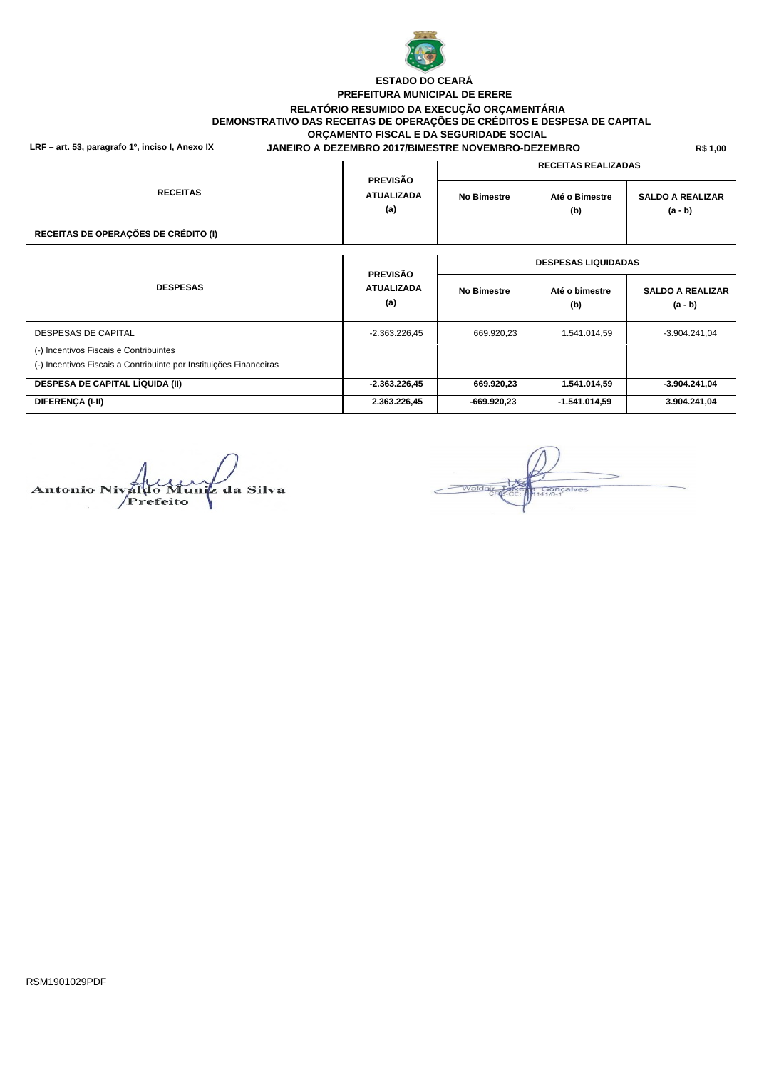**ESTADO DO CEARÁ**

**PREFEITURA MUNICIPAL DE ERERE**

**RELATÓRIO RESUMIDO DA EXECUÇÃO ORÇAMENTÁRIA**

**DEMONSTRATIVO DAS RECEITAS DE OPERAÇÕES DE CRÉDITOS E DESPESA DE CAPITAL**

**ORÇAMENTO FISCAL E DA SEGURIDADE SOCIAL**

**LRF – art. 53, paragrafo 1º, inciso I, Anexo IX** | **JANEIRO A DEZEMBRO 2017/BIMESTRE NOVEMBRO-DEZEMBRO** | **R$ 1,00**

| RECEITAS | PREVISÃO ATUALIZADA (a) | RECEITAS REALIZADAS | | |
|---|---|---|---|---|
| | | No Bimestre | Até o Bimestre (b) | SALDO A REALIZAR (a - b) |
| **RECEITAS DE OPERAÇÕES DE CRÉDITO (I)** | | | | |

| DESPESAS | PREVISÃO ATUALIZADA (a) | DESPESAS LIQUIDADAS | | |
|---|---|---|---|---|
| | | No Bimestre | Até o bimestre (b) | SALDO A REALIZAR (a - b) |
| DESPESAS DE CAPITAL | -2.363.226,45 | 669.920,23 | 1.541.014,59 | -3.904.241,04 |
| (-) Incentivos Fiscais e Contribuintes | | | | |
| (-) Incentivos Fiscais a Contribuinte por Instituições Financeiras | | | | |
| **DESPESA DE CAPITAL LÍQUIDA (II)** | **-2.363.226,45** | **669.920,23** | **1.541.014,59** | **-3.904.241,04** |
| **DIFERENÇA (I-II)** | **2.363.226,45** | **-669.920,23** | **-1.541.014,59** | **3.904.241,04** |

Antonio Nivaldo Muniz da Silva
Prefeito

Waldair Teixeira Gonçalves
CRC-CE 014141/O-1

RSM1901029PDF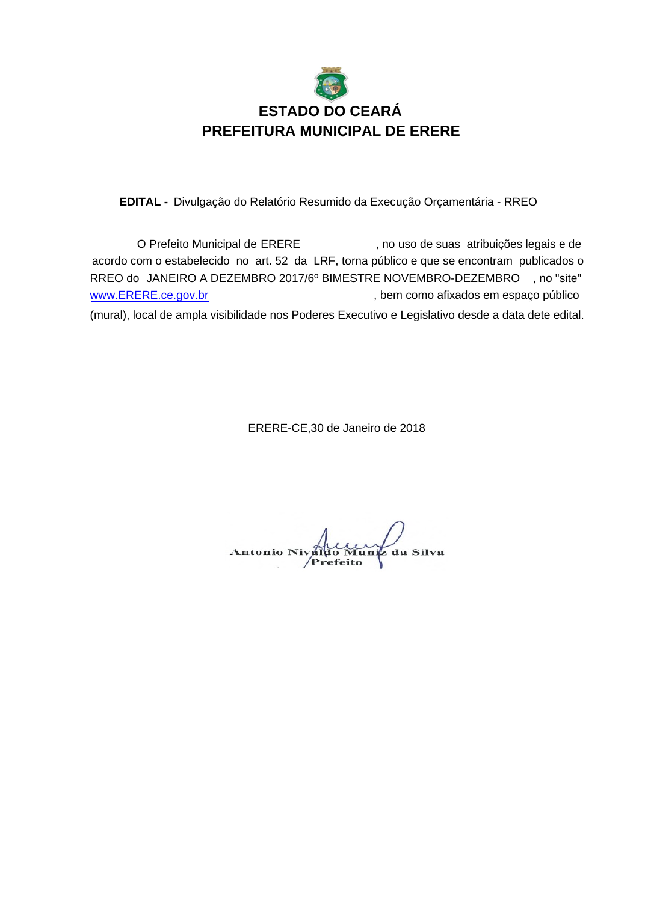# ESTADO DO CEARÁ
# PREFEITURA MUNICIPAL DE ERERE

**EDITAL -** Divulgação do Relatório Resumido da Execução Orçamentária - RREO

O Prefeito Municipal de ERERE , no uso de suas atribuições legais e de acordo com o estabelecido no art. 52 da LRF, torna público e que se encontram publicados o RREO do JANEIRO A DEZEMBRO 2017/6º BIMESTRE NOVEMBRO-DEZEMBRO , no "site" www.ERERE.ce.gov.br , bem como afixados em espaço público (mural), local de ampla visibilidade nos Poderes Executivo e Legislativo desde a data dete edital.

ERERE-CE,30 de Janeiro de 2018

Antonio Nivaldo Muniz da Silva
Prefeito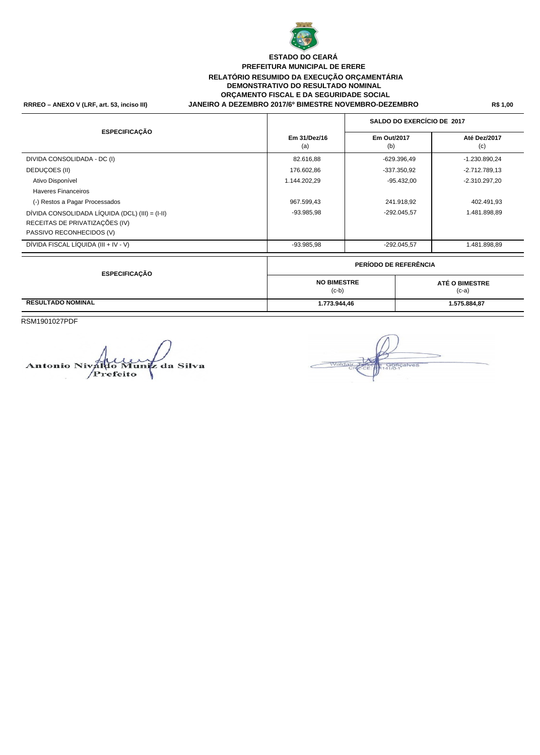**ESTADO DO CEARÁ**

**PREFEITURA MUNICIPAL DE ERERE**

**RELATÓRIO RESUMIDO DA EXECUÇÃO ORÇAMENTÁRIA**

**DEMONSTRATIVO DO RESULTADO NOMINAL**

**ORÇAMENTO FISCAL E DA SEGURIDADE SOCIAL**

**RRREO – ANEXO V (LRF, art. 53, inciso III)** **JANEIRO A DEZEMBRO 2017/6º BIMESTRE NOVEMBRO-DEZEMBRO** **R$ 1,00**

| ESPECIFICAÇÃO | SALDO DO EXERCÍCIO DE 2017 | | |
|---|---|---|---|
| | Em 31/Dez/16 (a) | Em Out/2017 (b) | Até Dez/2017 (c) |
| DIVIDA CONSOLIDADA - DC (I) | 82.616,88 | -629.396,49 | -1.230.890,24 |
| DEDUÇOES (II) | 176.602,86 | -337.350,92 | -2.712.789,13 |
| Ativo Disponível | 1.144.202,29 | -95.432,00 | -2.310.297,20 |
| Haveres Financeiros | | | |
| (-) Restos a Pagar Processados | 967.599,43 | 241.918,92 | 402.491,93 |
| DÍVIDA CONSOLIDADA LÍQUIDA (DCL) (III) = (I-II) | -93.985,98 | -292.045,57 | 1.481.898,89 |
| RECEITAS DE PRIVATIZAÇÕES (IV) | | | |
| PASSIVO RECONHECIDOS (V) | | | |
| DÍVIDA FISCAL LÍQUIDA (III + IV - V) | -93.985,98 | -292.045,57 | 1.481.898,89 |

| ESPECIFICAÇÃO | PERÍODO DE REFERÊNCIA | |
|---|---|---|
| | NO BIMESTRE (c-b) | ATÉ O BIMESTRE (c-a) |
| **RESULTADO NOMINAL** | **1.773.944,46** | **1.575.884,87** |

RSM1901027PDF

Antonio Nivaldo Muniz da Silva
Prefeito

Waldair Teixeira Gonçalves
CRC-CE: 011141/O-1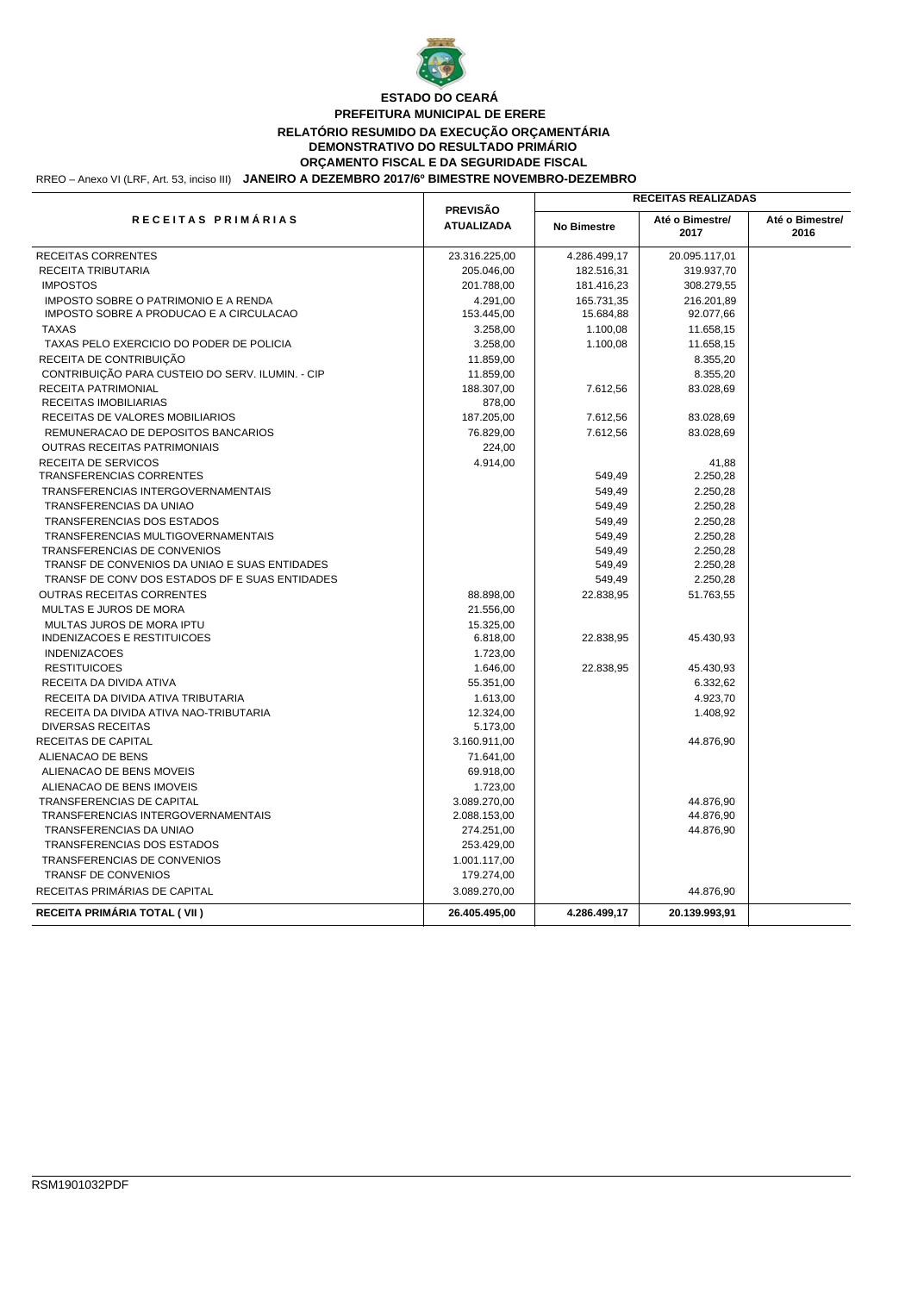**ESTADO DO CEARÁ**

**PREFEITURA MUNICIPAL DE ERERE**

**RELATÓRIO RESUMIDO DA EXECUÇÃO ORÇAMENTÁRIA**

**DEMONSTRATIVO DO RESULTADO PRIMÁRIO**

**ORÇAMENTO FISCAL E DA SEGURIDADE FISCAL**

RREO – Anexo VI (LRF, Art. 53, inciso III) **JANEIRO A DEZEMBRO 2017/6º BIMESTRE NOVEMBRO-DEZEMBRO**

| RECEITAS PRIMÁRIAS | PREVISÃO ATUALIZADA | RECEITAS REALIZADAS | | |
|---|---|---|---|---|
| | | No Bimestre | Até o Bimestre/ 2017 | Até o Bimestre/ 2016 |
| RECEITAS CORRENTES | 23.316.225,00 | 4.286.499,17 | 20.095.117,01 | |
| RECEITA TRIBUTARIA | 205.046,00 | 182.516,31 | 319.937,70 | |
| IMPOSTOS | 201.788,00 | 181.416,23 | 308.279,55 | |
| IMPOSTO SOBRE O PATRIMONIO E A RENDA | 4.291,00 | 165.731,35 | 216.201,89 | |
| IMPOSTO SOBRE A PRODUCAO E A CIRCULACAO | 153.445,00 | 15.684,88 | 92.077,66 | |
| TAXAS | 3.258,00 | 1.100,08 | 11.658,15 | |
| TAXAS PELO EXERCICIO DO PODER DE POLICIA | 3.258,00 | 1.100,08 | 11.658,15 | |
| RECEITA DE CONTRIBUIÇÃO | 11.859,00 | | 8.355,20 | |
| CONTRIBUIÇÃO PARA CUSTEIO DO SERV. ILUMIN. - CIP | 11.859,00 | | 8.355,20 | |
| RECEITA PATRIMONIAL | 188.307,00 | 7.612,56 | 83.028,69 | |
| RECEITAS IMOBILIARIAS | 878,00 | | | |
| RECEITAS DE VALORES MOBILIARIOS | 187.205,00 | 7.612,56 | 83.028,69 | |
| REMUNERACAO DE DEPOSITOS BANCARIOS | 76.829,00 | 7.612,56 | 83.028,69 | |
| OUTRAS RECEITAS PATRIMONIAIS | 224,00 | | | |
| RECEITA DE SERVICOS | 4.914,00 | | 41,88 | |
| TRANSFERENCIAS CORRENTES | | 549,49 | 2.250,28 | |
| TRANSFERENCIAS INTERGOVERNAMENTAIS | | 549,49 | 2.250,28 | |
| TRANSFERENCIAS DA UNIAO | | 549,49 | 2.250,28 | |
| TRANSFERENCIAS DOS ESTADOS | | 549,49 | 2.250,28 | |
| TRANSFERENCIAS MULTIGOVERNAMENTAIS | | 549,49 | 2.250,28 | |
| TRANSFERENCIAS DE CONVENIOS | | 549,49 | 2.250,28 | |
| TRANSF DE CONVENIOS DA UNIAO E SUAS ENTIDADES | | 549,49 | 2.250,28 | |
| TRANSF DE CONV DOS ESTADOS DF E SUAS ENTIDADES | | 549,49 | 2.250,28 | |
| OUTRAS RECEITAS CORRENTES | 88.898,00 | 22.838,95 | 51.763,55 | |
| MULTAS E JUROS DE MORA | 21.556,00 | | | |
| MULTAS JUROS DE MORA IPTU | 15.325,00 | | | |
| INDENIZACOES E RESTITUICOES | 6.818,00 | 22.838,95 | 45.430,93 | |
| INDENIZACOES | 1.723,00 | | | |
| RESTITUICOES | 1.646,00 | 22.838,95 | 45.430,93 | |
| RECEITA DA DIVIDA ATIVA | 55.351,00 | | 6.332,62 | |
| RECEITA DA DIVIDA ATIVA TRIBUTARIA | 1.613,00 | | 4.923,70 | |
| RECEITA DA DIVIDA ATIVA NAO-TRIBUTARIA | 12.324,00 | | 1.408,92 | |
| DIVERSAS RECEITAS | 5.173,00 | | | |
| RECEITAS DE CAPITAL | 3.160.911,00 | | 44.876,90 | |
| ALIENACAO DE BENS | 71.641,00 | | | |
| ALIENACAO DE BENS MOVEIS | 69.918,00 | | | |
| ALIENACAO DE BENS IMOVEIS | 1.723,00 | | | |
| TRANSFERENCIAS DE CAPITAL | 3.089.270,00 | | 44.876,90 | |
| TRANSFERENCIAS INTERGOVERNAMENTAIS | 2.088.153,00 | | 44.876,90 | |
| TRANSFERENCIAS DA UNIAO | 274.251,00 | | 44.876,90 | |
| TRANSFERENCIAS DOS ESTADOS | 253.429,00 | | | |
| TRANSFERENCIAS DE CONVENIOS | 1.001.117,00 | | | |
| TRANSF DE CONVENIOS | 179.274,00 | | | |
| RECEITAS PRIMÁRIAS DE CAPITAL | 3.089.270,00 | | 44.876,90 | |
| **RECEITA PRIMÁRIA TOTAL ( VII )** | **26.405.495,00** | **4.286.499,17** | **20.139.993,91** | |

RSM1901032PDF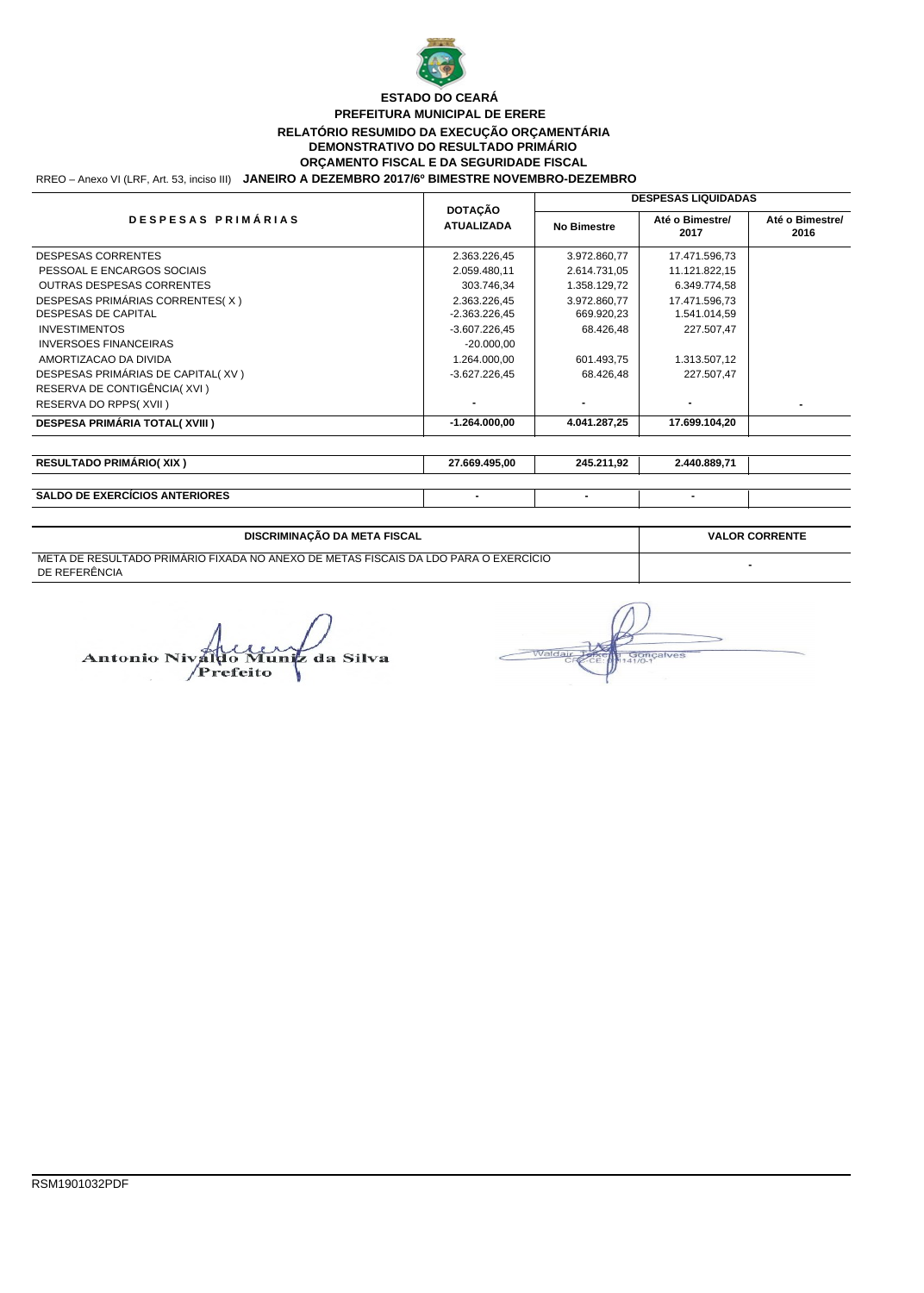**ESTADO DO CEARÁ**
**PREFEITURA MUNICIPAL DE ERERE**
**RELATÓRIO RESUMIDO DA EXECUÇÃO ORÇAMENTÁRIA**
**DEMONSTRATIVO DO RESULTADO PRIMÁRIO**
**ORÇAMENTO FISCAL E DA SEGURIDADE FISCAL**

RREO – Anexo VI (LRF, Art. 53, inciso III) **JANEIRO A DEZEMBRO 2017/6º BIMESTRE NOVEMBRO-DEZEMBRO**

| DESPESAS PRIMÁRIAS | DOTAÇÃO ATUALIZADA | DESPESAS LIQUIDADAS | | |
|---|---|---|---|---|
| | | No Bimestre | Até o Bimestre/ 2017 | Até o Bimestre/ 2016 |
| DESPESAS CORRENTES | 2.363.226,45 | 3.972.860,77 | 17.471.596,73 | |
| PESSOAL E ENCARGOS SOCIAIS | 2.059.480,11 | 2.614.731,05 | 11.121.822,15 | |
| OUTRAS DESPESAS CORRENTES | 303.746,34 | 1.358.129,72 | 6.349.774,58 | |
| DESPESAS PRIMÁRIAS CORRENTES( X ) | 2.363.226,45 | 3.972.860,77 | 17.471.596,73 | |
| DESPESAS DE CAPITAL | -2.363.226,45 | 669.920,23 | 1.541.014,59 | |
| INVESTIMENTOS | -3.607.226,45 | 68.426,48 | 227.507,47 | |
| INVERSOES FINANCEIRAS | -20.000,00 | | | |
| AMORTIZACAO DA DIVIDA | 1.264.000,00 | 601.493,75 | 1.313.507,12 | |
| DESPESAS PRIMÁRIAS DE CAPITAL( XV ) | -3.627.226,45 | 68.426,48 | 227.507,47 | |
| RESERVA DE CONTIGÊNCIA( XVI ) | | | | |
| RESERVA DO RPPS( XVII ) | - | - | - | - |
| **DESPESA PRIMÁRIA TOTAL( XVIII )** | **-1.264.000,00** | **4.041.287,25** | **17.699.104,20** | |

| | | | | |
|---|---|---|---|---|
| **RESULTADO PRIMÁRIO( XIX )** | **27.669.495,00** | **245.211,92** | **2.440.889,71** | |

| | | | | |
|---|---|---|---|---|
| **SALDO DE EXERCÍCIOS ANTERIORES** | - | - | - | |

| DISCRIMINAÇÃO DA META FISCAL | VALOR CORRENTE |
|---|---|
| META DE RESULTADO PRIMÁRIO FIXADA NO ANEXO DE METAS FISCAIS DA LDO PARA O EXERCÍCIO DE REFERÊNCIA | - |

Antonio Nivaldo Muniz da Silva
Prefeito

Waldair Teixeira Gonçalves
CRC-CE 011141/0-1

RSM1901032PDF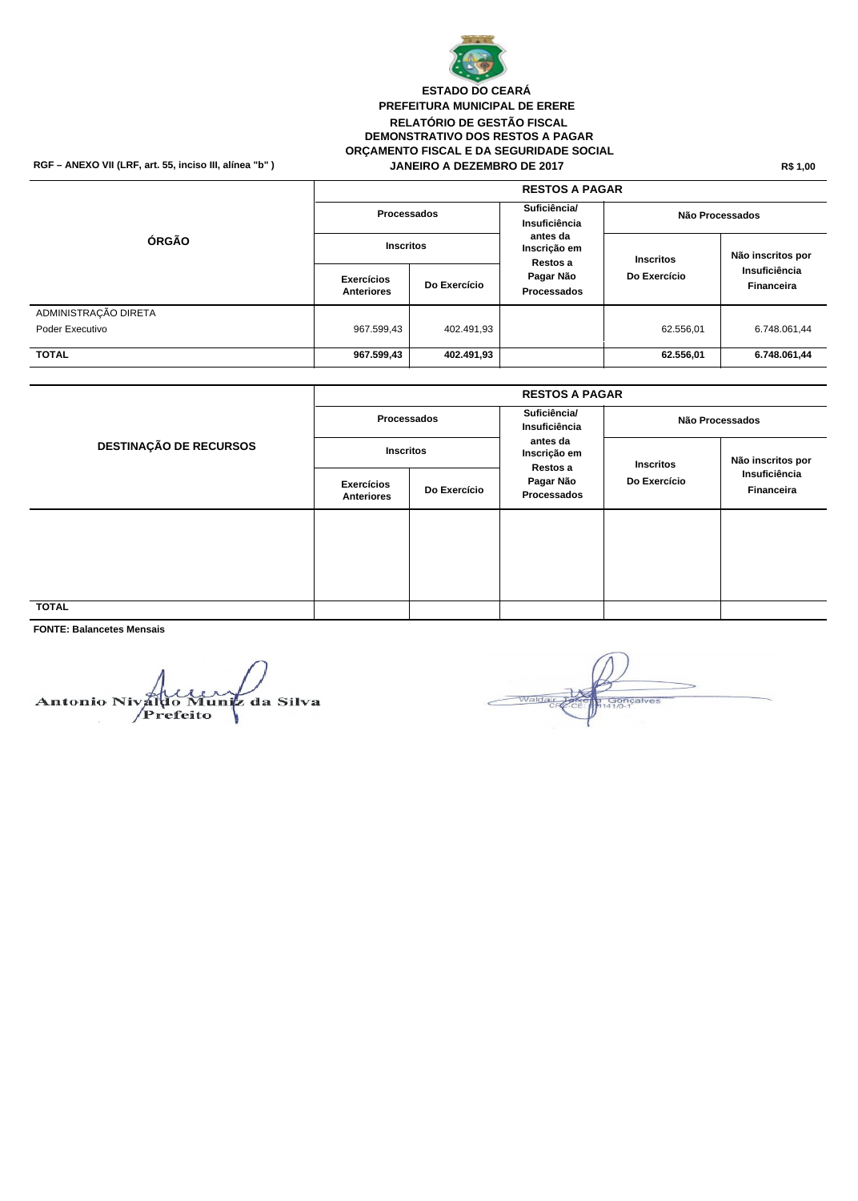**ESTADO DO CEARÁ**
**PREFEITURA MUNICIPAL DE ERERE**
**RELATÓRIO DE GESTÃO FISCAL**
**DEMONSTRATIVO DOS RESTOS A PAGAR**
**ORÇAMENTO FISCAL E DA SEGURIDADE SOCIAL**
**JANEIRO A DEZEMBRO DE 2017**

**RGF – ANEXO VII (LRF, art. 55, inciso III, alínea "b" )** | **R$ 1,00**

| ÓRGÃO | RESTOS A PAGAR | | | | |
|---|---|---|---|---|---|
| | Processados | | Suficiência/ Insuficiência antes da Inscrição em Restos a Pagar Não Processados | Não Processados | |
| | Inscritos | | | Inscritos | Não inscritos por Insuficiência Financeira |
| | Exercícios Anteriores | Do Exercício | | Do Exercício | |
| ADMINISTRAÇÃO DIRETA | | | | | |
| Poder Executivo | 967.599,43 | 402.491,93 | | 62.556,01 | 6.748.061,44 |
| **TOTAL** | **967.599,43** | **402.491,93** | | **62.556,01** | **6.748.061,44** |

| DESTINAÇÃO DE RECURSOS | RESTOS A PAGAR | | | | |
|---|---|---|---|---|---|
| | Processados | | Suficiência/ Insuficiência antes da Inscrição em Restos a Pagar Não Processados | Não Processados | |
| | Inscritos | | | Inscritos | Não inscritos por Insuficiência Financeira |
| | Exercícios Anteriores | Do Exercício | | Do Exercício | |
| | | | | | |
| **TOTAL** | | | | | |

**FONTE: Balancetes Mensais**

Antonio Nivaldo Muniz da Silva
Prefeito

Waldair Teixeira Gonçalves
CRC-CE 11141/0-1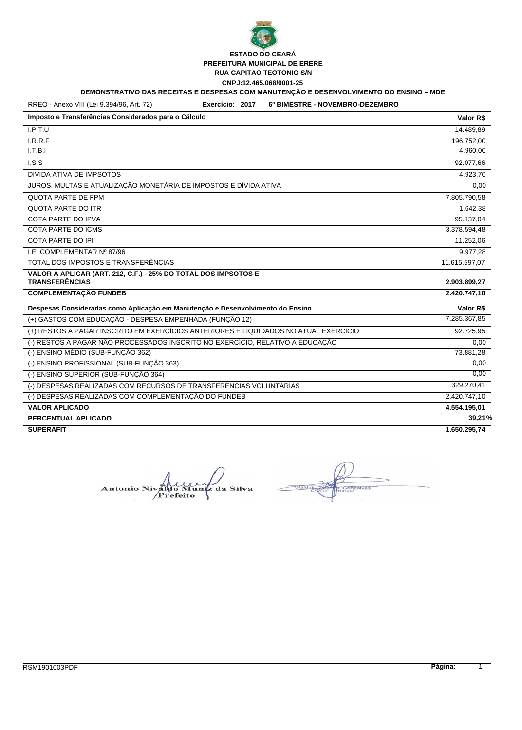**ESTADO DO CEARÁ**
**PREFEITURA MUNICIPAL DE ERERE**
**RUA CAPITAO TEOTONIO S/N**
**CNPJ:12.465.068/0001-25**

**DEMONSTRATIVO DAS RECEITAS E DESPESAS COM MANUTENÇÃO E DESENVOLVIMENTO DO ENSINO – MDE**

RREO - Anexo VIII (Lei 9.394/96, Art. 72) **Exercício: 2017** **6º BIMESTRE - NOVEMBRO-DEZEMBRO**

| Imposto e Transferências Considerados para o Cálculo | Valor R$ |
|---|---|
| I.P.T.U | 14.489,89 |
| I.R.R.F | 196.752,00 |
| I.T.B.I | 4.960,00 |
| I.S.S | 92.077,66 |
| DIVIDA ATIVA DE IMPSOTOS | 4.923,70 |
| JUROS, MULTAS E ATUALIZAÇÃO MONETÁRIA DE IMPOSTOS E DÍVIDA ATIVA | 0,00 |
| QUOTA PARTE DE FPM | 7.805.790,58 |
| QUOTA PARTE DO ITR | 1.642,38 |
| COTA PARTE DO IPVA | 95.137,04 |
| COTA PARTE DO ICMS | 3.378.594,48 |
| COTA PARTE DO IPI | 11.252,06 |
| LEI COMPLEMENTAR Nº 87/96 | 9.977,28 |
| TOTAL DOS IMPOSTOS E TRANSFERÊNCIAS | 11.615.597,07 |
| **VALOR A APLICAR (ART. 212, C.F.) - 25% DO TOTAL DOS IMPSOTOS E TRANSFERÊNCIAS** | **2.903.899,27** |
| **COMPLEMENTAÇÃO FUNDEB** | **2.420.747,10** |

| Despesas Consideradas como Aplicaçào em Manutenção e Desenvolvimento do Ensino | Valor R$ |
|---|---|
| (+) GASTOS COM EDUCAÇÃO - DESPESA EMPENHADA (FUNÇÃO 12) | 7.285.367,85 |
| (+) RESTOS A PAGAR INSCRITO EM EXERCÍCIOS ANTERIORES E LIQUIDADOS NO ATUAL EXERCÍCIO | 92.725,95 |
| (-) RESTOS A PAGAR NÃO PROCESSADOS INSCRITO NO EXERCÍCIO, RELATIVO A EDUCAÇÃO | 0,00 |
| (-) ENSINO MÉDIO (SUB-FUNÇÃO 362) | 73.881,28 |
| (-) ENSINO PROFISSIONAL (SUB-FUNÇÃO 363) | 0,00 |
| (-) ENSINO SUPERIOR (SUB-FUNÇÃO 364) | 0,00 |
| (-) DESPESAS REALIZADAS COM RECURSOS DE TRANSFERÊNCIAS VOLUNTÁRIAS | 329.270,41 |
| (-) DESPESAS REALIZADAS COM COMPLEMENTAÇÃO DO FUNDEB | 2.420.747,10 |
| **VALOR APLICADO** | **4.554.195,01** |
| **PERCENTUAL APLICADO** | **39,21%** |
| **SUPERAFIT** | **1.650.295,74** |

Antonio Nivaldo Muniz da Silva
Prefeito

Waldair Teixeira Gonçalves
CRC-CE 011410-1

RSM1901003PDF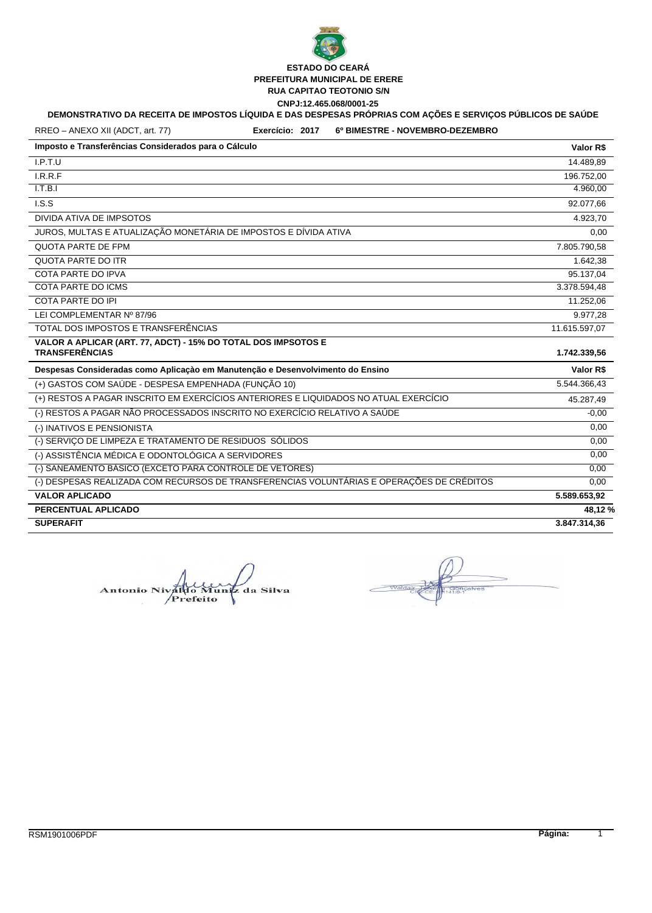**ESTADO DO CEARÁ**
**PREFEITURA MUNICIPAL DE ERERE**
**RUA CAPITAO TEOTONIO S/N**
**CNPJ:12.465.068/0001-25**

**DEMONSTRATIVO DA RECEITA DE IMPOSTOS LÍQUIDA E DAS DESPESAS PRÓPRIAS COM AÇÕES E SERVIÇOS PÚBLICOS DE SAÚDE**

RREO – ANEXO XII (ADCT, art. 77) **Exercício: 2017** **6º BIMESTRE - NOVEMBRO-DEZEMBRO**

| **Imposto e Transferências Considerados para o Cálculo** | **Valor R$** |
|---|---|
| I.P.T.U | 14.489,89 |
| I.R.R.F | 196.752,00 |
| I.T.B.I | 4.960,00 |
| I.S.S | 92.077,66 |
| DIVIDA ATIVA DE IMPSOTOS | 4.923,70 |
| JUROS, MULTAS E ATUALIZAÇÃO MONETÁRIA DE IMPOSTOS E DÍVIDA ATIVA | 0,00 |
| QUOTA PARTE DE FPM | 7.805.790,58 |
| QUOTA PARTE DO ITR | 1.642,38 |
| COTA PARTE DO IPVA | 95.137,04 |
| COTA PARTE DO ICMS | 3.378.594,48 |
| COTA PARTE DO IPI | 11.252,06 |
| LEI COMPLEMENTAR Nº 87/96 | 9.977,28 |
| TOTAL DOS IMPOSTOS E TRANSFERÊNCIAS | 11.615.597,07 |
| **VALOR A APLICAR (ART. 77, ADCT) - 15% DO TOTAL DOS IMPSOTOS E TRANSFERÊNCIAS** | **1.742.339,56** |

| **Despesas Consideradas como Aplicaçào em Manutenção e Desenvolvimento do Ensino** | **Valor R$** |
|---|---|
| (+) GASTOS COM SAÚDE - DESPESA EMPENHADA (FUNÇÃO 10) | 5.544.366,43 |
| (+) RESTOS A PAGAR INSCRITO EM EXERCÍCIOS ANTERIORES E LIQUIDADOS NO ATUAL EXERCÍCIO | 45.287,49 |
| (-) RESTOS A PAGAR NÃO PROCESSADOS INSCRITO NO EXERCÍCIO RELATIVO A SAÚDE | -0,00 |
| (-) INATIVOS E PENSIONISTA | 0,00 |
| (-) SERVIÇO DE LIMPEZA E TRATAMENTO DE RESIDUOS SÓLIDOS | 0,00 |
| (-) ASSISTÊNCIA MÉDICA E ODONTOLÓGICA A SERVIDORES | 0,00 |
| (-) SANEAMENTO BÁSICO (EXCETO PARA CONTROLE DE VETORES) | 0,00 |
| (-) DESPESAS REALIZADA COM RECURSOS DE TRANSFERENCIAS VOLUNTÁRIAS E OPERAÇÕES DE CRÉDITOS | 0,00 |
| **VALOR APLICADO** | **5.589.653,92** |
| **PERCENTUAL APLICADO** | **48,12 %** |
| **SUPERAFIT** | **3.847.314,36** |

Antonio Nivaldo Muniz da Silva
Prefeito

Waldair ... Gonçalves
CRC-CE ...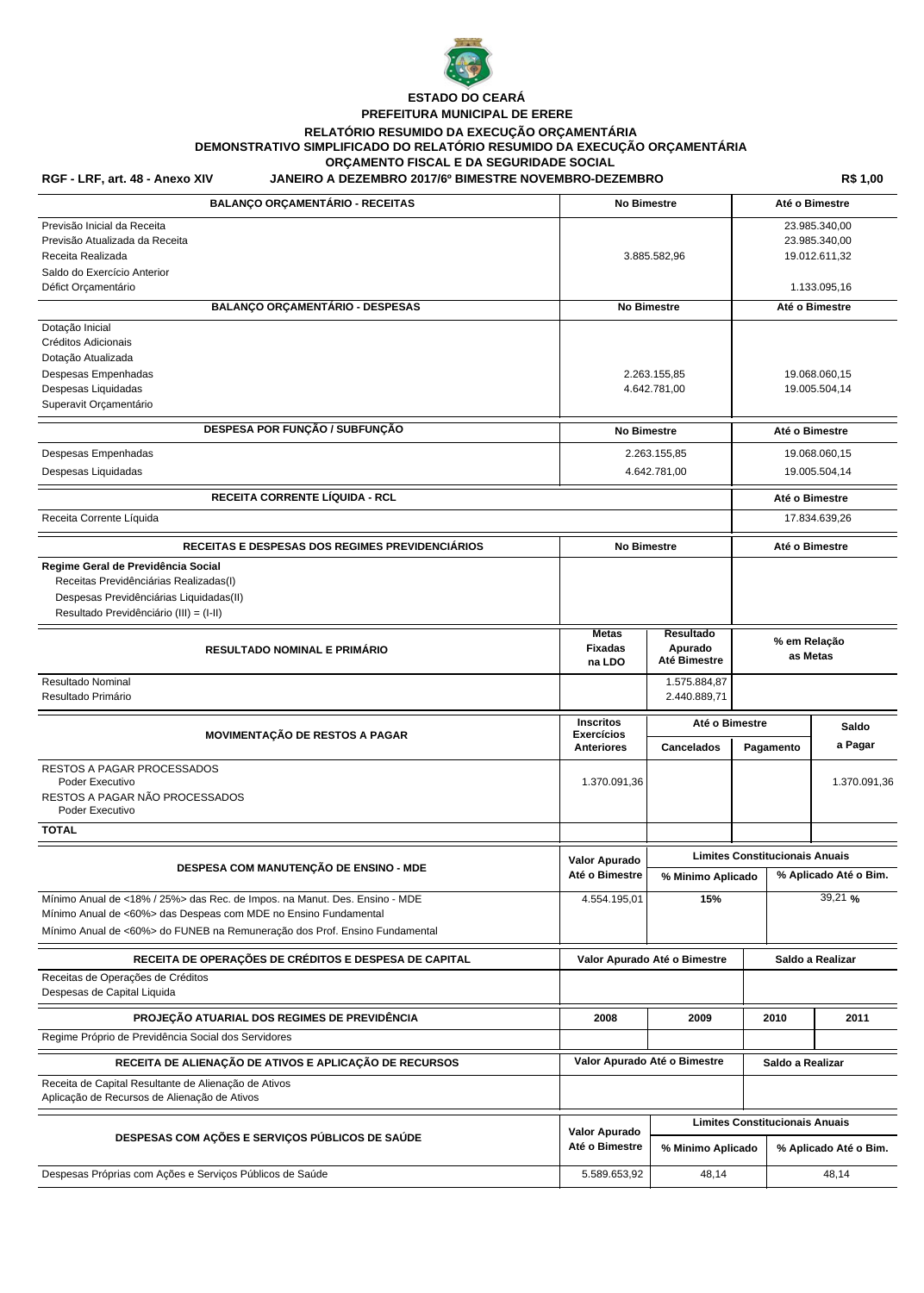**ESTADO DO CEARÁ**
**PREFEITURA MUNICIPAL DE ERERE**

**RELATÓRIO RESUMIDO DA EXECUÇÃO ORÇAMENTÁRIA**
**DEMONSTRATIVO SIMPLIFICADO DO RELATÓRIO RESUMIDO DA EXECUÇÃO ORÇAMENTÁRIA**
**ORÇAMENTO FISCAL E DA SEGURIDADE SOCIAL**

**RGF - LRF, art. 48 - Anexo XIV** **JANEIRO A DEZEMBRO 2017/6º BIMESTRE NOVEMBRO-DEZEMBRO** **R$ 1,00**

| BALANÇO ORÇAMENTÁRIO - RECEITAS | No Bimestre | Até o Bimestre |
|---|---|---|
| Previsão Inicial da Receita | | 23.985.340,00 |
| Previsão Atualizada da Receita | | 23.985.340,00 |
| Receita Realizada | 3.885.582,96 | 19.012.611,32 |
| Saldo do Exercício Anterior | | |
| Défict Orçamentário | | 1.133.095,16 |

| BALANÇO ORÇAMENTÁRIO - DESPESAS | No Bimestre | Até o Bimestre |
|---|---|---|
| Dotação Inicial | | |
| Créditos Adicionais | | |
| Dotação Atualizada | | |
| Despesas Empenhadas | 2.263.155,85 | 19.068.060,15 |
| Despesas Liquidadas | 4.642.781,00 | 19.005.504,14 |
| Superavit Orçamentário | | |

| DESPESA POR FUNÇÃO / SUBFUNÇÃO | No Bimestre | Até o Bimestre |
|---|---|---|
| Despesas Empenhadas | 2.263.155,85 | 19.068.060,15 |
| Despesas Liquidadas | 4.642.781,00 | 19.005.504,14 |

| RECEITA CORRENTE LÍQUIDA - RCL | Até o Bimestre |
|---|---|
| Receita Corrente Líquida | 17.834.639,26 |

| RECEITAS E DESPESAS DOS REGIMES PREVIDENCIÁRIOS | No Bimestre | Até o Bimestre |
|---|---|---|
| **Regime Geral de Previdência Social** | | |
| Receitas Previdênciárias Realizadas(I) | | |
| Despesas Previdênciárias Liquidadas(II) | | |
| Resultado Previdênciário (III) = (I-II) | | |

| RESULTADO NOMINAL E PRIMÁRIO | Metas Fixadas na LDO | Resultado Apurado Até Bimestre | % em Relação as Metas |
|---|---|---|---|
| Resultado Nominal | | 1.575.884,87 | |
| Resultado Primário | | 2.440.889,71 | |

| MOVIMENTAÇÃO DE RESTOS A PAGAR | Inscritos Exercícios Anteriores | Até o Bimestre | | Saldo a Pagar |
|---|---|---|---|---|
| | | Cancelados | Pagamento | |
| RESTOS A PAGAR PROCESSADOS | | | | |
| Poder Executivo | 1.370.091,36 | | | 1.370.091,36 |
| RESTOS A PAGAR NÃO PROCESSADOS | | | | |
| Poder Executivo | | | | |
| **TOTAL** | | | | |

| DESPESA COM MANUTENÇÃO DE ENSINO - MDE | Valor Apurado Até o Bimestre | Limites Constitucionais Anuais | |
|---|---|---|---|
| | | % Minimo Aplicado | % Aplicado Até o Bim. |
| Mínimo Anual de <18% / 25%> das Rec. de Impos. na Manut. Des. Ensino - MDE | 4.554.195,01 | 15% | 39,21 % |
| Mínimo Anual de <60%> das Despeas com MDE no Ensino Fundamental | | | |
| Mínimo Anual de <60%> do FUNEB na Remuneração dos Prof. Ensino Fundamental | | | |

| RECEITA DE OPERAÇÕES DE CRÉDITOS E DESPESA DE CAPITAL | Valor Apurado Até o Bimestre | Saldo a Realizar |
|---|---|---|
| Receitas de Operações de Créditos | | |
| Despesas de Capital Liquida | | |

| PROJEÇÃO ATUARIAL DOS REGIMES DE PREVIDÊNCIA | 2008 | 2009 | 2010 | 2011 |
|---|---|---|---|---|
| Regime Próprio de Previdência Social dos Servidores | | | | |

| RECEITA DE ALIENAÇÃO DE ATIVOS E APLICAÇÃO DE RECURSOS | Valor Apurado Até o Bimestre | Saldo a Realizar |
|---|---|---|
| Receita de Capital Resultante de Alienação de Ativos | | |
| Aplicação de Recursos de Alienação de Ativos | | |

| DESPESAS COM AÇÕES E SERVIÇOS PÚBLICOS DE SAÚDE | Valor Apurado Até o Bimestre | Limites Constitucionais Anuais | |
|---|---|---|---|
| | | % Minimo Aplicado | % Aplicado Até o Bim. |
| Despesas Próprias com Ações e Serviços Públicos de Saúde | 5.589.653,92 | 48,14 | 48,14 |